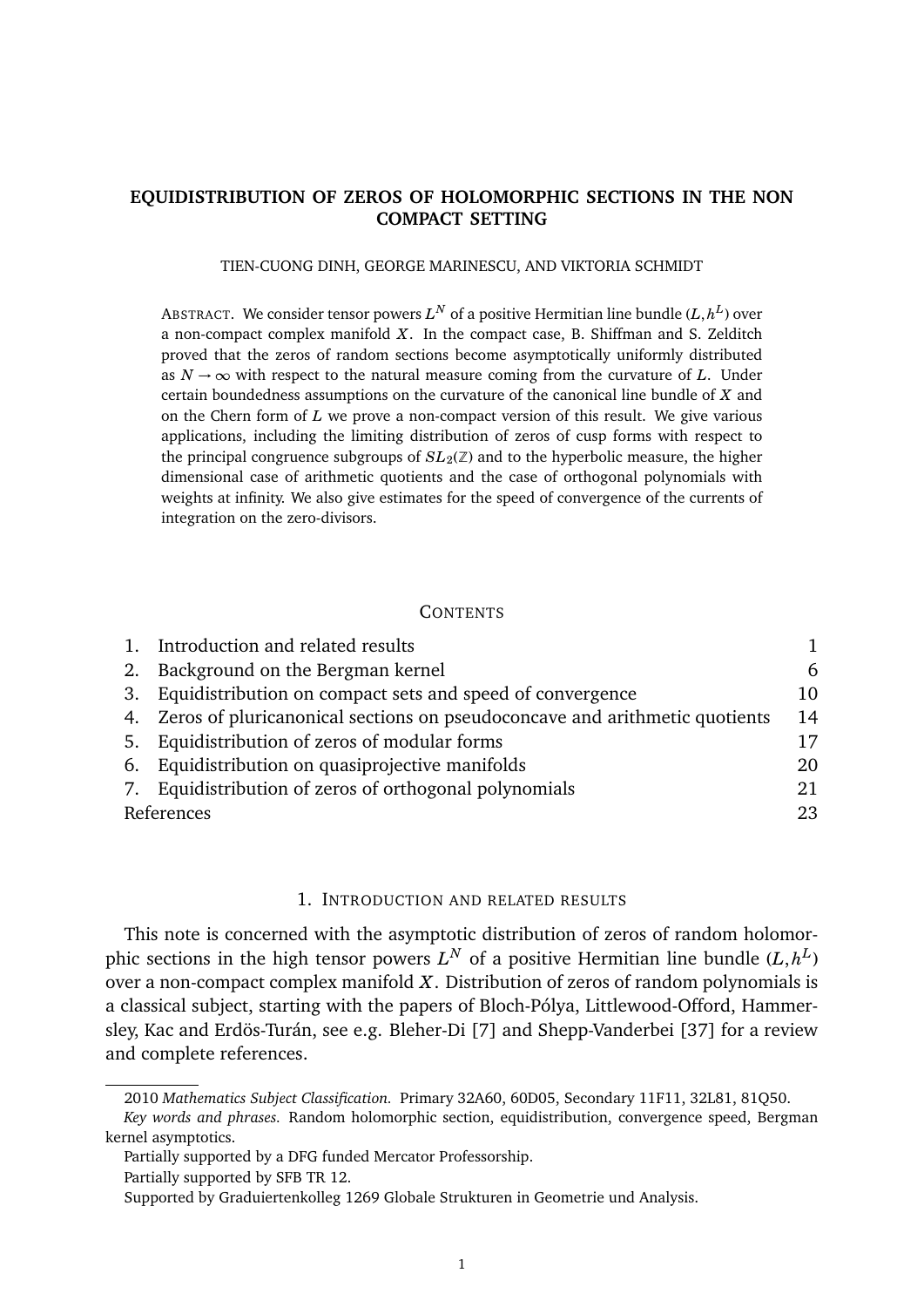# EQUIDISTRIBUTION OF ZEROS OF HOLOMORPHIC SECTIONS IN THE NON COMPACT SETTING

TIEN-CUONG DINH, GEORGE MARINESCU, AND VIKTORIA SCHMIDT

ABSTRACT. We consider tensor powers $L^N$ of a positive Hermitian line bundle $(L, h^L)$ over a non-compact complex manifold $X$. In the compact case, B. Shiffman and S. Zelditch proved that the zeros of random sections become asymptotically uniformly distributed as $N \to \infty$ with respect to the natural measure coming from the curvature of $L$. Under certain boundedness assumptions on the curvature of the canonical line bundle of $X$ and on the Chern form of $L$ we prove a non-compact version of this result. We give various applications, including the limiting distribution of zeros of cusp forms with respect to the principal congruence subgroups of $SL_2(\mathbb{Z})$ and to the hyperbolic measure, the higher dimensional case of arithmetic quotients and the case of orthogonal polynomials with weights at infinity. We also give estimates for the speed of convergence of the currents of integration on the zero-divisors.

CONTENTS

| | | |
|---|---|---|
| 1. | Introduction and related results | 1 |
| 2. | Background on the Bergman kernel | 6 |
| 3. | Equidistribution on compact sets and speed of convergence | 10 |
| 4. | Zeros of pluricanonical sections on pseudoconcave and arithmetic quotients | 14 |
| 5. | Equidistribution of zeros of modular forms | 17 |
| 6. | Equidistribution on quasiprojective manifolds | 20 |
| 7. | Equidistribution of zeros of orthogonal polynomials | 21 |
| | References | 23 |

## 1. INTRODUCTION AND RELATED RESULTS

This note is concerned with the asymptotic distribution of zeros of random holomorphic sections in the high tensor powers $L^N$ of a positive Hermitian line bundle $(L, h^L)$ over a non-compact complex manifold $X$. Distribution of zeros of random polynomials is a classical subject, starting with the papers of Bloch-Pólya, Littlewood-Offord, Hammersley, Kac and Erdös-Turán, see e.g. Bleher-Di [7] and Shepp-Vanderbei [37] for a review and complete references.

---

2010 *Mathematics Subject Classification.* Primary 32A60, 60D05, Secondary 11F11, 32L81, 81Q50.

*Key words and phrases.* Random holomorphic section, equidistribution, convergence speed, Bergman kernel asymptotics.

Partially supported by a DFG funded Mercator Professorship.

Partially supported by SFB TR 12.

Supported by Graduiertenkolleg 1269 Globale Strukturen in Geometrie und Analysis.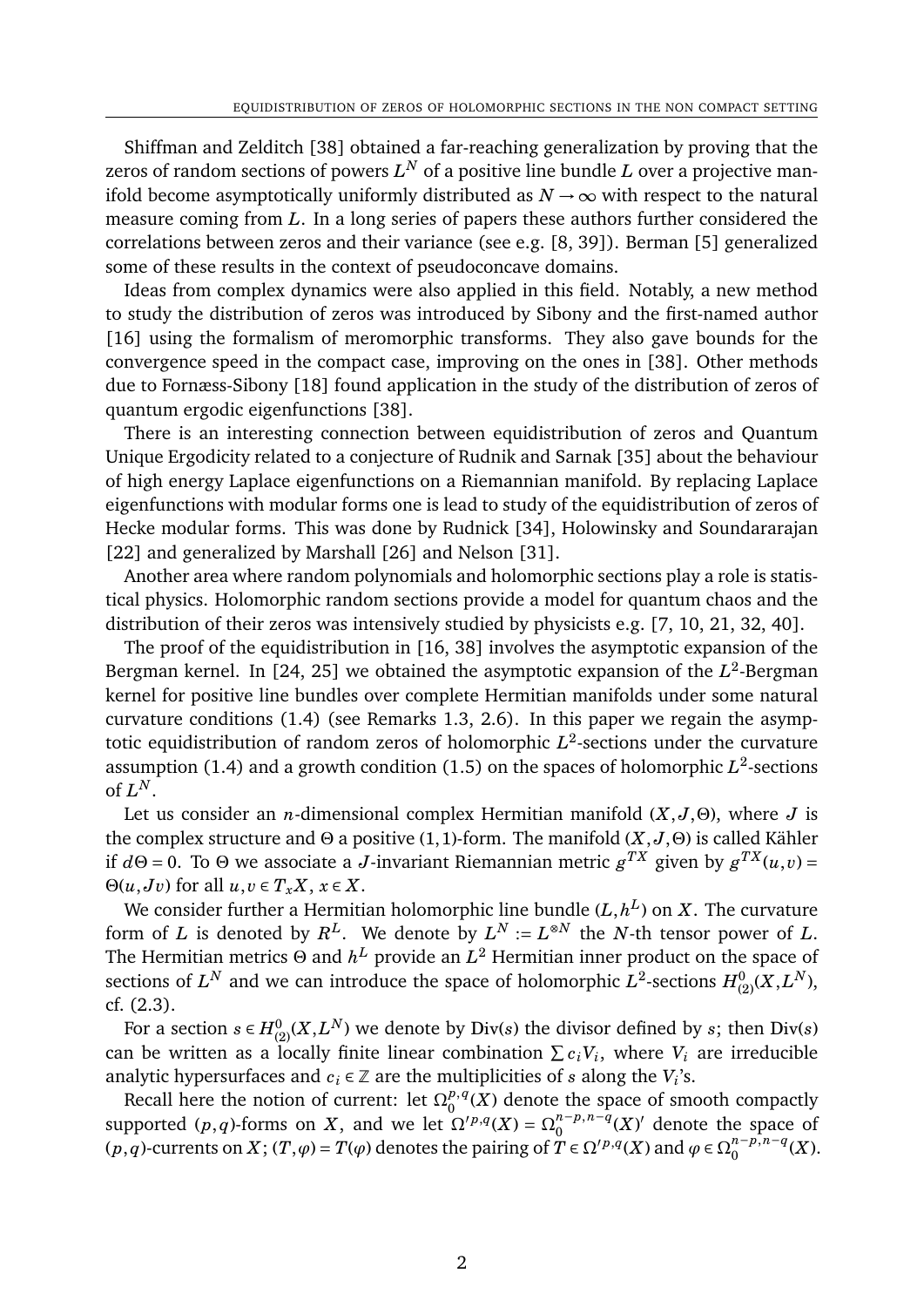Shiffman and Zelditch [38] obtained a far-reaching generalization by proving that the zeros of random sections of powers $L^N$ of a positive line bundle $L$ over a projective manifold become asymptotically uniformly distributed as $N \to \infty$ with respect to the natural measure coming from $L$. In a long series of papers these authors further considered the correlations between zeros and their variance (see e.g. [8, 39]). Berman [5] generalized some of these results in the context of pseudoconcave domains.

Ideas from complex dynamics were also applied in this field. Notably, a new method to study the distribution of zeros was introduced by Sibony and the first-named author [16] using the formalism of meromorphic transforms. They also gave bounds for the convergence speed in the compact case, improving on the ones in [38]. Other methods due to Fornæss-Sibony [18] found application in the study of the distribution of zeros of quantum ergodic eigenfunctions [38].

There is an interesting connection between equidistribution of zeros and Quantum Unique Ergodicity related to a conjecture of Rudnik and Sarnak [35] about the behaviour of high energy Laplace eigenfunctions on a Riemannian manifold. By replacing Laplace eigenfunctions with modular forms one is lead to study of the equidistribution of zeros of Hecke modular forms. This was done by Rudnick [34], Holowinsky and Soundararajan [22] and generalized by Marshall [26] and Nelson [31].

Another area where random polynomials and holomorphic sections play a role is statistical physics. Holomorphic random sections provide a model for quantum chaos and the distribution of their zeros was intensively studied by physicists e.g. [7, 10, 21, 32, 40].

The proof of the equidistribution in [16, 38] involves the asymptotic expansion of the Bergman kernel. In [24, 25] we obtained the asymptotic expansion of the $L^2$-Bergman kernel for positive line bundles over complete Hermitian manifolds under some natural curvature conditions (1.4) (see Remarks 1.3, 2.6). In this paper we regain the asymptotic equidistribution of random zeros of holomorphic $L^2$-sections under the curvature assumption (1.4) and a growth condition (1.5) on the spaces of holomorphic $L^2$-sections of $L^N$.

Let us consider an $n$-dimensional complex Hermitian manifold $(X, J, \Theta)$, where $J$ is the complex structure and $\Theta$ a positive $(1,1)$-form. The manifold $(X, J, \Theta)$ is called Kähler if $d\Theta = 0$. To $\Theta$ we associate a $J$-invariant Riemannian metric $g^{TX}$ given by $g^{TX}(u, v) = \Theta(u, Jv)$ for all $u, v \in T_x X$, $x \in X$.

We consider further a Hermitian holomorphic line bundle $(L, h^L)$ on $X$. The curvature form of $L$ is denoted by $R^L$. We denote by $L^N := L^{\otimes N}$ the $N$-th tensor power of $L$. The Hermitian metrics $\Theta$ and $h^L$ provide an $L^2$ Hermitian inner product on the space of sections of $L^N$ and we can introduce the space of holomorphic $L^2$-sections $H^0_{(2)}(X, L^N)$, cf. (2.3).

For a section $s \in H^0_{(2)}(X, L^N)$ we denote by $\mathrm{Div}(s)$ the divisor defined by $s$; then $\mathrm{Div}(s)$ can be written as a locally finite linear combination $\sum c_i V_i$, where $V_i$ are irreducible analytic hypersurfaces and $c_i \in \mathbb{Z}$ are the multiplicities of $s$ along the $V_i$'s.

Recall here the notion of current: let $\Omega_0^{p,q}(X)$ denote the space of smooth compactly supported $(p,q)$-forms on $X$, and we let $\Omega'^{p,q}(X) = \Omega_0^{n-p,n-q}(X)'$ denote the space of $(p,q)$-currents on $X$; $(T, \varphi) = T(\varphi)$ denotes the pairing of $T \in \Omega'^{p,q}(X)$ and $\varphi \in \Omega_0^{n-p,n-q}(X)$.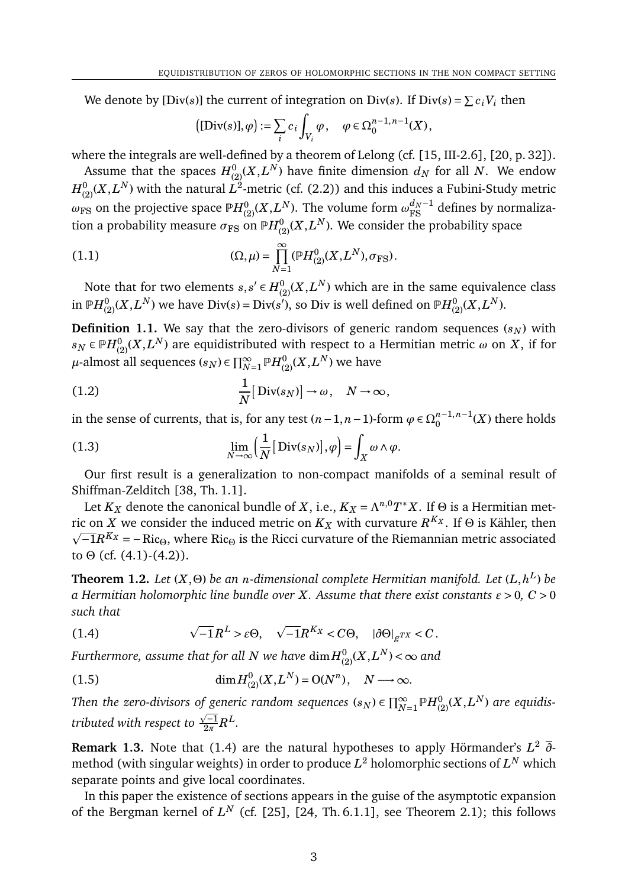We denote by $[\mathrm{Div}(s)]$ the current of integration on $\mathrm{Div}(s)$. If $\mathrm{Div}(s) = \sum c_i V_i$ then

$$\big([\mathrm{Div}(s)], \varphi\big) := \sum_i c_i \int_{V_i} \varphi, \quad \varphi \in \Omega_0^{n-1,n-1}(X),$$

where the integrals are well-defined by a theorem of Lelong (cf. [15, III-2.6], [20, p. 32]).

Assume that the spaces $H^0_{(2)}(X, L^N)$ have finite dimension $d_N$ for all $N$. We endow $H^0_{(2)}(X, L^N)$ with the natural $L^2$-metric (cf. (2.2)) and this induces a Fubini-Study metric $\omega_{\mathrm{FS}}$ on the projective space $\mathbb{P}H^0_{(2)}(X, L^N)$. The volume form $\omega_{\mathrm{FS}}^{d_N-1}$ defines by normalization a probability measure $\sigma_{\mathrm{FS}}$ on $\mathbb{P}H^0_{(2)}(X, L^N)$. We consider the probability space

$$(\Omega, \mu) = \prod_{N=1}^{\infty} (\mathbb{P}H^0_{(2)}(X, L^N), \sigma_{\mathrm{FS}}). \tag{1.1}$$

Note that for two elements $s, s' \in H^0_{(2)}(X, L^N)$ which are in the same equivalence class in $\mathbb{P}H^0_{(2)}(X, L^N)$ we have $\mathrm{Div}(s) = \mathrm{Div}(s')$, so Div is well defined on $\mathbb{P}H^0_{(2)}(X, L^N)$.

**Definition 1.1.** We say that the zero-divisors of generic random sequences $(s_N)$ with $s_N \in \mathbb{P}H^0_{(2)}(X, L^N)$ are equidistributed with respect to a Hermitian metric $\omega$ on $X$, if for $\mu$-almost all sequences $(s_N) \in \prod_{N=1}^{\infty} \mathbb{P}H^0_{(2)}(X, L^N)$ we have

$$\frac{1}{N}\big[\,\mathrm{Div}(s_N)\big] \to \omega, \quad N \to \infty, \tag{1.2}$$

in the sense of currents, that is, for any test $(n-1, n-1)$-form $\varphi \in \Omega_0^{n-1,n-1}(X)$ there holds

$$\lim_{N\to\infty} \Big(\frac{1}{N}\big[\,\mathrm{Div}(s_N)\big], \varphi\Big) = \int_X \omega \wedge \varphi. \tag{1.3}$$

Our first result is a generalization to non-compact manifolds of a seminal result of Shiffman-Zelditch [38, Th. 1.1].

Let $K_X$ denote the canonical bundle of $X$, i.e., $K_X = \Lambda^{n,0} T^*X$. If $\Theta$ is a Hermitian metric on $X$ we consider the induced metric on $K_X$ with curvature $R^{K_X}$. If $\Theta$ is Kähler, then $\sqrt{-1}R^{K_X} = -\mathrm{Ric}_\Theta$, where $\mathrm{Ric}_\Theta$ is the Ricci curvature of the Riemannian metric associated to $\Theta$ (cf. (4.1)-(4.2)).

**Theorem 1.2.** *Let $(X, \Theta)$ be an $n$-dimensional complete Hermitian manifold. Let $(L, h^L)$ be a Hermitian holomorphic line bundle over $X$. Assume that there exist constants $\varepsilon > 0$, $C > 0$ such that*

$$\sqrt{-1}R^L > \varepsilon \Theta, \quad \sqrt{-1}R^{K_X} < C\Theta, \quad |\partial\Theta|_{g^{TX}} < C. \tag{1.4}$$

*Furthermore, assume that for all $N$ we have $\dim H^0_{(2)}(X, L^N) < \infty$ and*

$$\dim H^0_{(2)}(X, L^N) = \mathrm{O}(N^n), \quad N \longrightarrow \infty. \tag{1.5}$$

*Then the zero-divisors of generic random sequences $(s_N) \in \prod_{N=1}^{\infty} \mathbb{P}H^0_{(2)}(X, L^N)$ are equidistributed with respect to $\frac{\sqrt{-1}}{2\pi} R^L$.*

**Remark 1.3.** Note that (1.4) are the natural hypotheses to apply Hörmander's $L^2$ $\overline{\partial}$-method (with singular weights) in order to produce $L^2$ holomorphic sections of $L^N$ which separate points and give local coordinates.

In this paper the existence of sections appears in the guise of the asymptotic expansion of the Bergman kernel of $L^N$ (cf. [25], [24, Th. 6.1.1], see Theorem 2.1); this follows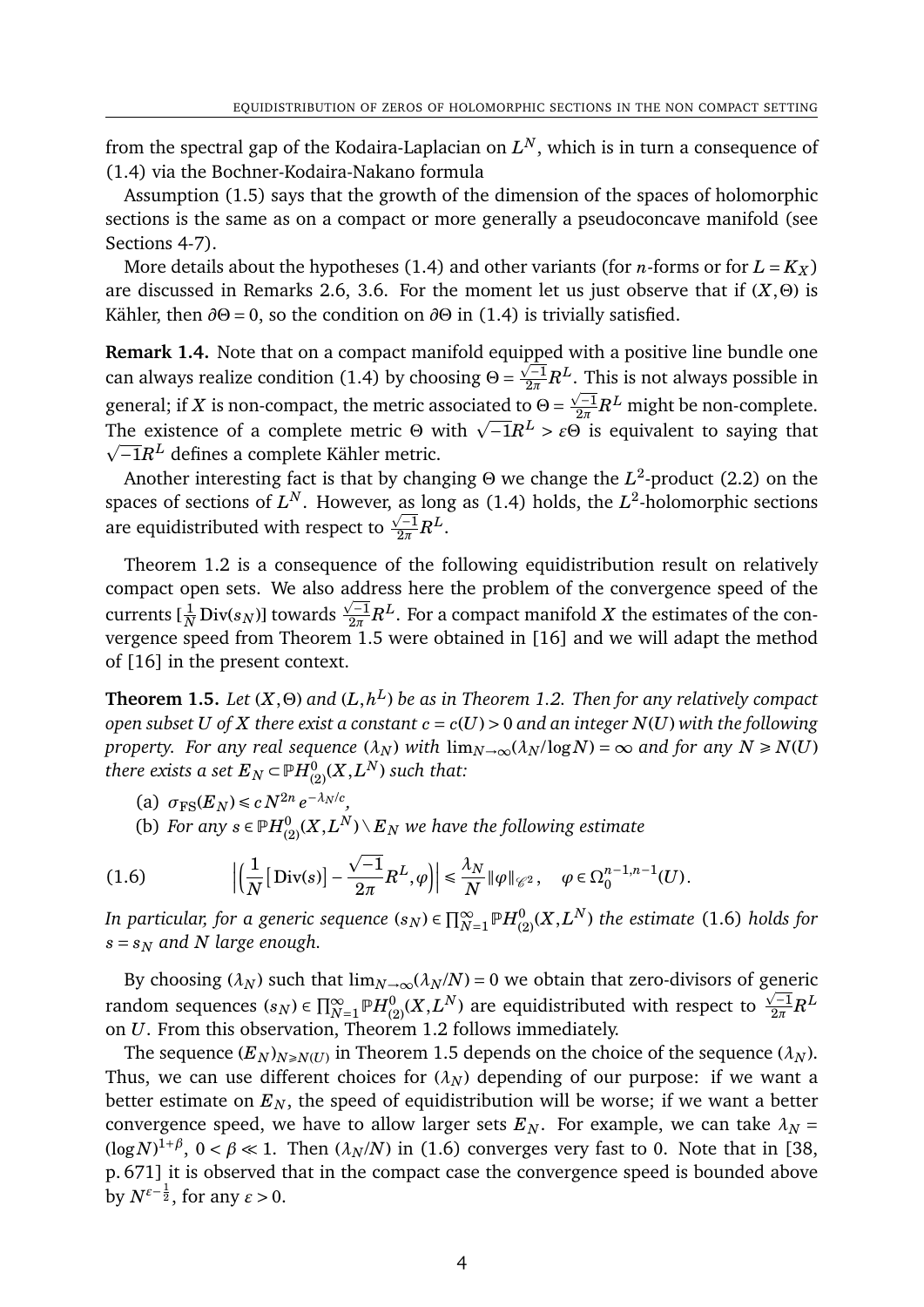from the spectral gap of the Kodaira-Laplacian on $L^N$, which is in turn a consequence of (1.4) via the Bochner-Kodaira-Nakano formula

Assumption (1.5) says that the growth of the dimension of the spaces of holomorphic sections is the same as on a compact or more generally a pseudoconcave manifold (see Sections 4-7).

More details about the hypotheses (1.4) and other variants (for $n$-forms or for $L = K_X$) are discussed in Remarks 2.6, 3.6. For the moment let us just observe that if $(X, \Theta)$ is Kähler, then $\partial\Theta = 0$, so the condition on $\partial\Theta$ in (1.4) is trivially satisfied.

**Remark 1.4.** Note that on a compact manifold equipped with a positive line bundle one can always realize condition (1.4) by choosing $\Theta = \frac{\sqrt{-1}}{2\pi}R^L$. This is not always possible in general; if $X$ is non-compact, the metric associated to $\Theta = \frac{\sqrt{-1}}{2\pi}R^L$ might be non-complete. The existence of a complete metric $\Theta$ with $\sqrt{-1}R^L > \varepsilon\Theta$ is equivalent to saying that $\sqrt{-1}R^L$ defines a complete Kähler metric.

Another interesting fact is that by changing $\Theta$ we change the $L^2$-product (2.2) on the spaces of sections of $L^N$. However, as long as (1.4) holds, the $L^2$-holomorphic sections are equidistributed with respect to $\frac{\sqrt{-1}}{2\pi}R^L$.

Theorem 1.2 is a consequence of the following equidistribution result on relatively compact open sets. We also address here the problem of the convergence speed of the currents $[\frac{1}{N}\operatorname{Div}(s_N)]$ towards $\frac{\sqrt{-1}}{2\pi}R^L$. For a compact manifold $X$ the estimates of the convergence speed from Theorem 1.5 were obtained in [16] and we will adapt the method of [16] in the present context.

**Theorem 1.5.** *Let $(X, \Theta)$ and $(L, h^L)$ be as in Theorem 1.2. Then for any relatively compact open subset $U$ of $X$ there exist a constant $c = c(U) > 0$ and an integer $N(U)$ with the following property. For any real sequence $(\lambda_N)$ with $\lim_{N\to\infty}(\lambda_N/\log N) = \infty$ and for any $N \geqslant N(U)$ there exists a set $E_N \subset \mathbb{P}H^0_{(2)}(X, L^N)$ such that:*

(a) *$\sigma_{\mathrm{FS}}(E_N) \leqslant c\,N^{2n}\,e^{-\lambda_N/c}$,*

(b) *For any $s \in \mathbb{P}H^0_{(2)}(X, L^N) \setminus E_N$ we have the following estimate*

$$\left|\Big(\frac{1}{N}\big[\operatorname{Div}(s)\big] - \frac{\sqrt{-1}}{2\pi}R^L, \varphi\Big)\right| \leqslant \frac{\lambda_N}{N}\|\varphi\|_{\mathscr{C}^2}, \quad \varphi \in \Omega_0^{n-1,n-1}(U). \tag{1.6}$$

*In particular, for a generic sequence $(s_N) \in \prod_{N=1}^{\infty}\mathbb{P}H^0_{(2)}(X, L^N)$ the estimate (1.6) holds for $s = s_N$ and $N$ large enough.*

By choosing $(\lambda_N)$ such that $\lim_{N\to\infty}(\lambda_N/N) = 0$ we obtain that zero-divisors of generic random sequences $(s_N) \in \prod_{N=1}^{\infty}\mathbb{P}H^0_{(2)}(X, L^N)$ are equidistributed with respect to $\frac{\sqrt{-1}}{2\pi}R^L$ on $U$. From this observation, Theorem 1.2 follows immediately.

The sequence $(E_N)_{N\geqslant N(U)}$ in Theorem 1.5 depends on the choice of the sequence $(\lambda_N)$. Thus, we can use different choices for $(\lambda_N)$ depending of our purpose: if we want a better estimate on $E_N$, the speed of equidistribution will be worse; if we want a better convergence speed, we have to allow larger sets $E_N$. For example, we can take $\lambda_N = (\log N)^{1+\beta}$, $0 < \beta \ll 1$. Then $(\lambda_N/N)$ in (1.6) converges very fast to 0. Note that in [38, p. 671] it is observed that in the compact case the convergence speed is bounded above by $N^{\varepsilon - \frac{1}{2}}$, for any $\varepsilon > 0$.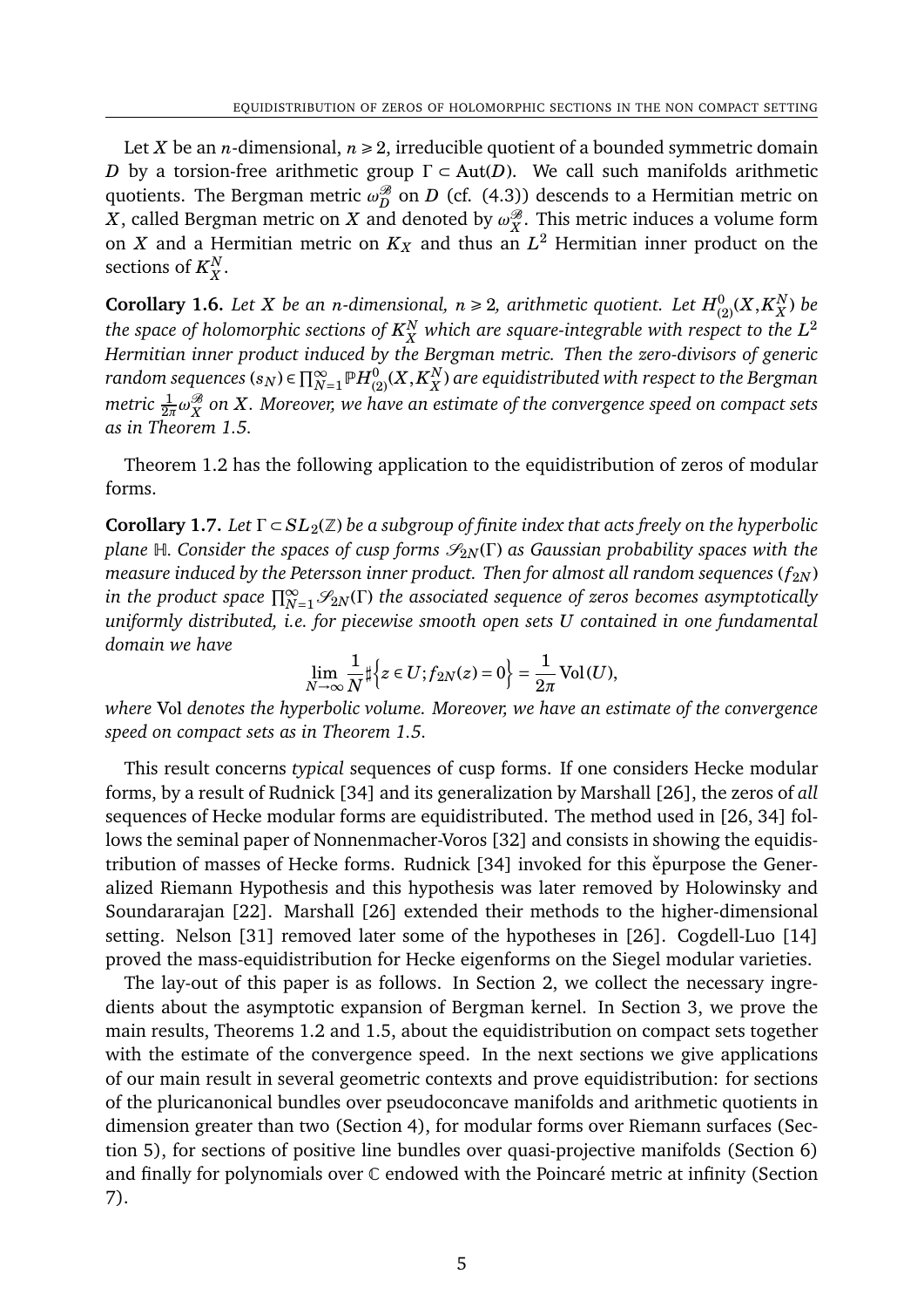Let $X$ be an $n$-dimensional, $n \geq 2$, irreducible quotient of a bounded symmetric domain $D$ by a torsion-free arithmetic group $\Gamma \subset \mathrm{Aut}(D)$. We call such manifolds arithmetic quotients. The Bergman metric $\omega_D^{\mathscr{B}}$ on $D$ (cf. (4.3)) descends to a Hermitian metric on $X$, called Bergman metric on $X$ and denoted by $\omega_X^{\mathscr{B}}$. This metric induces a volume form on $X$ and a Hermitian metric on $K_X$ and thus an $L^2$ Hermitian inner product on the sections of $K_X^N$.

**Corollary 1.6.** *Let $X$ be an $n$-dimensional, $n \geq 2$, arithmetic quotient. Let $H^0_{(2)}(X, K_X^N)$ be the space of holomorphic sections of $K_X^N$ which are square-integrable with respect to the $L^2$ Hermitian inner product induced by the Bergman metric. Then the zero-divisors of generic random sequences $(s_N) \in \prod_{N=1}^{\infty} \mathbb{P}H^0_{(2)}(X, K_X^N)$ are equidistributed with respect to the Bergman metric $\frac{1}{2\pi}\omega_X^{\mathscr{B}}$ on $X$. Moreover, we have an estimate of the convergence speed on compact sets as in Theorem 1.5.*

Theorem 1.2 has the following application to the equidistribution of zeros of modular forms.

**Corollary 1.7.** *Let $\Gamma \subset SL_2(\mathbb{Z})$ be a subgroup of finite index that acts freely on the hyperbolic plane $\mathbb{H}$. Consider the spaces of cusp forms $\mathscr{S}_{2N}(\Gamma)$ as Gaussian probability spaces with the measure induced by the Petersson inner product. Then for almost all random sequences $(f_{2N})$ in the product space $\prod_{N=1}^{\infty} \mathscr{S}_{2N}(\Gamma)$ the associated sequence of zeros becomes asymptotically uniformly distributed, i.e. for piecewise smooth open sets $U$ contained in one fundamental domain we have*

$$\lim_{N\to\infty} \frac{1}{N} \sharp \Big\{ z \in U ; f_{2N}(z) = 0 \Big\} = \frac{1}{2\pi} \operatorname{Vol}(U),$$

*where* Vol *denotes the hyperbolic volume. Moreover, we have an estimate of the convergence speed on compact sets as in Theorem 1.5.*

This result concerns *typical* sequences of cusp forms. If one considers Hecke modular forms, by a result of Rudnick [34] and its generalization by Marshall [26], the zeros of *all* sequences of Hecke modular forms are equidistributed. The method used in [26, 34] follows the seminal paper of Nonnenmacher-Voros [32] and consists in showing the equidistribution of masses of Hecke forms. Rudnick [34] invoked for this ěpurpose the Generalized Riemann Hypothesis and this hypothesis was later removed by Holowinsky and Soundararajan [22]. Marshall [26] extended their methods to the higher-dimensional setting. Nelson [31] removed later some of the hypotheses in [26]. Cogdell-Luo [14] proved the mass-equidistribution for Hecke eigenforms on the Siegel modular varieties.

The lay-out of this paper is as follows. In Section 2, we collect the necessary ingredients about the asymptotic expansion of Bergman kernel. In Section 3, we prove the main results, Theorems 1.2 and 1.5, about the equidistribution on compact sets together with the estimate of the convergence speed. In the next sections we give applications of our main result in several geometric contexts and prove equidistribution: for sections of the pluricanonical bundles over pseudoconcave manifolds and arithmetic quotients in dimension greater than two (Section 4), for modular forms over Riemann surfaces (Section 5), for sections of positive line bundles over quasi-projective manifolds (Section 6) and finally for polynomials over $\mathbb{C}$ endowed with the Poincaré metric at infinity (Section 7).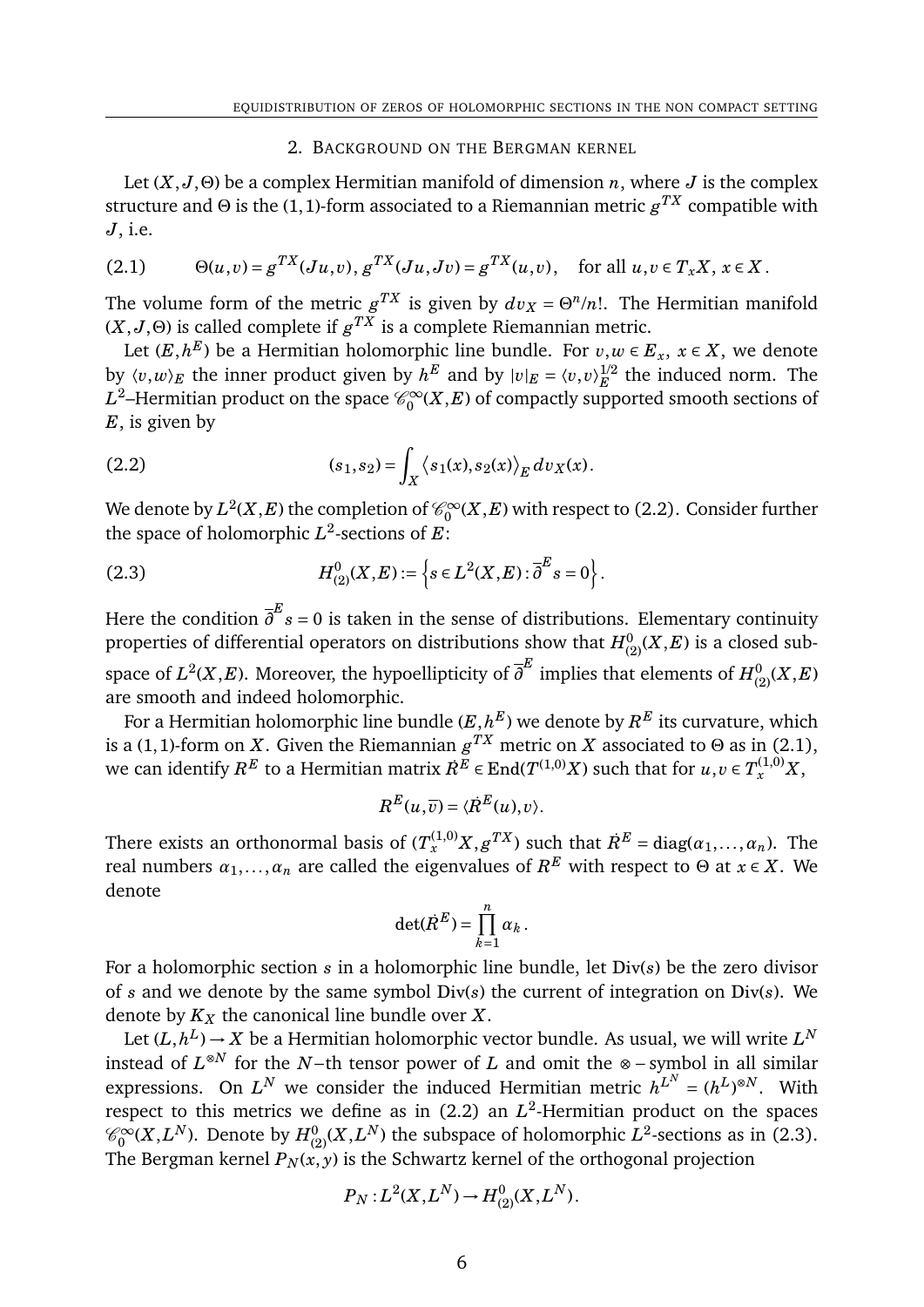## 2. Background on the Bergman kernel

Let $(X, J, \Theta)$ be a complex Hermitian manifold of dimension $n$, where $J$ is the complex structure and $\Theta$ is the $(1,1)$-form associated to a Riemannian metric $g^{TX}$ compatible with $J$, i.e.

$$\Theta(u,v) = g^{TX}(Ju,v),\, g^{TX}(Ju,Jv) = g^{TX}(u,v), \quad \text{for all } u,v \in T_xX,\, x \in X\,. \tag{2.1}$$

The volume form of the metric $g^{TX}$ is given by $dv_X = \Theta^n/n!$. The Hermitian manifold $(X, J, \Theta)$ is called complete if $g^{TX}$ is a complete Riemannian metric.

Let $(E, h^E)$ be a Hermitian holomorphic line bundle. For $v, w \in E_x$, $x \in X$, we denote by $\langle v, w\rangle_E$ the inner product given by $h^E$ and by $|v|_E = \langle v, v\rangle_E^{1/2}$ the induced norm. The $L^2$–Hermitian product on the space $\mathscr{C}_0^\infty(X, E)$ of compactly supported smooth sections of $E$, is given by

$$(s_1, s_2) = \int_X \left\langle s_1(x), s_2(x)\right\rangle_E dv_X(x)\,. \tag{2.2}$$

We denote by $L^2(X,E)$ the completion of $\mathscr{C}_0^\infty(X,E)$ with respect to (2.2). Consider further the space of holomorphic $L^2$-sections of $E$:

$$H^0_{(2)}(X,E) := \left\{ s \in L^2(X,E) : \overline{\partial}^E s = 0 \right\}. \tag{2.3}$$

Here the condition $\overline{\partial}^E s = 0$ is taken in the sense of distributions. Elementary continuity properties of differential operators on distributions show that $H^0_{(2)}(X,E)$ is a closed subspace of $L^2(X,E)$. Moreover, the hypoellipticity of $\overline{\partial}^E$ implies that elements of $H^0_{(2)}(X,E)$ are smooth and indeed holomorphic.

For a Hermitian holomorphic line bundle $(E, h^E)$ we denote by $R^E$ its curvature, which is a $(1,1)$-form on $X$. Given the Riemannian $g^{TX}$ metric on $X$ associated to $\Theta$ as in (2.1), we can identify $R^E$ to a Hermitian matrix $\dot{R}^E \in \operatorname{End}(T^{(1,0)}X)$ such that for $u, v \in T_x^{(1,0)}X$,

$$R^E(u, \overline{v}) = \langle \dot{R}^E(u), v\rangle.$$

There exists an orthonormal basis of $(T_x^{(1,0)}X, g^{TX})$ such that $\dot{R}^E = \operatorname{diag}(\alpha_1, \dots, \alpha_n)$. The real numbers $\alpha_1, \dots, \alpha_n$ are called the eigenvalues of $R^E$ with respect to $\Theta$ at $x \in X$. We denote

$$\det(\dot{R}^E) = \prod_{k=1}^n \alpha_k\,.$$

For a holomorphic section $s$ in a holomorphic line bundle, let $\operatorname{Div}(s)$ be the zero divisor of $s$ and we denote by the same symbol $\operatorname{Div}(s)$ the current of integration on $\operatorname{Div}(s)$. We denote by $K_X$ the canonical line bundle over $X$.

Let $(L, h^L) \to X$ be a Hermitian holomorphic vector bundle. As usual, we will write $L^N$ instead of $L^{\otimes N}$ for the $N$–th tensor power of $L$ and omit the $\otimes$ – symbol in all similar expressions. On $L^N$ we consider the induced Hermitian metric $h^{L^N} = (h^L)^{\otimes N}$. With respect to this metrics we define as in (2.2) an $L^2$-Hermitian product on the spaces $\mathscr{C}_0^\infty(X, L^N)$. Denote by $H^0_{(2)}(X, L^N)$ the subspace of holomorphic $L^2$-sections as in (2.3). The Bergman kernel $P_N(x,y)$ is the Schwartz kernel of the orthogonal projection

$$P_N : L^2(X, L^N) \to H^0_{(2)}(X, L^N)\,.$$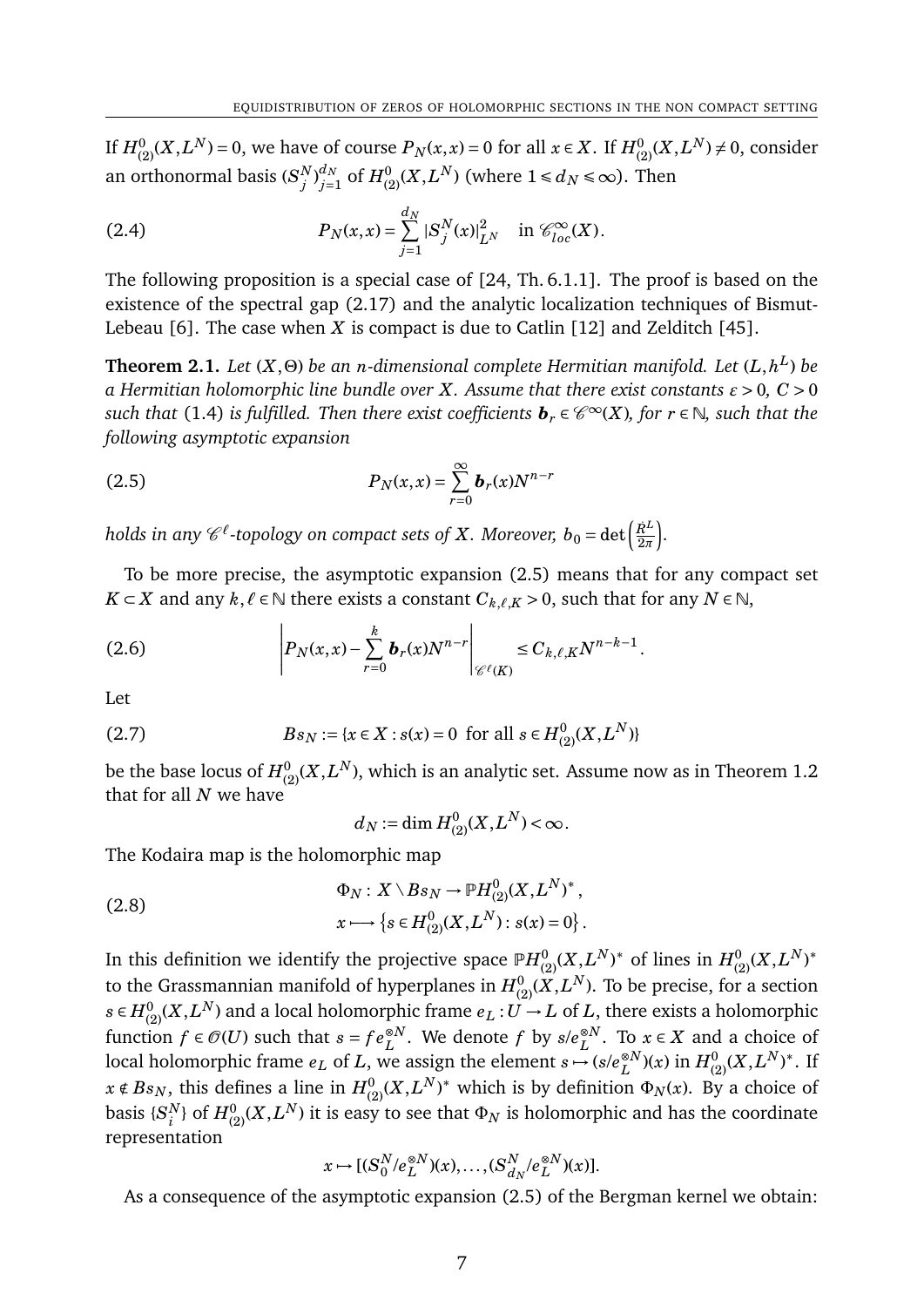If $H^0_{(2)}(X,L^N)=0$, we have of course $P_N(x,x)=0$ for all $x\in X$. If $H^0_{(2)}(X,L^N)\neq 0$, consider an orthonormal basis $(S^N_j)_{j=1}^{d_N}$ of $H^0_{(2)}(X,L^N)$ (where $1\leqslant d_N\leqslant\infty$). Then

$$
P_N(x,x)=\sum_{j=1}^{d_N}|S^N_j(x)|^2_{L^N}\quad \text{in } \mathscr{C}^\infty_{loc}(X). \tag{2.4}
$$

The following proposition is a special case of [24, Th. 6.1.1]. The proof is based on the existence of the spectral gap (2.17) and the analytic localization techniques of Bismut-Lebeau [6]. The case when $X$ is compact is due to Catlin [12] and Zelditch [45].

**Theorem 2.1.** *Let $(X,\Theta)$ be an $n$-dimensional complete Hermitian manifold. Let $(L,h^L)$ be a Hermitian holomorphic line bundle over $X$. Assume that there exist constants $\varepsilon>0$, $C>0$ such that* (1.4) *is fulfilled. Then there exist coefficients $\boldsymbol{b}_r\in\mathscr{C}^\infty(X)$, for $r\in\mathbb{N}$, such that the following asymptotic expansion*

$$
P_N(x,x)=\sum_{r=0}^{\infty}\boldsymbol{b}_r(x)N^{n-r} \tag{2.5}
$$

*holds in any $\mathscr{C}^\ell$-topology on compact sets of $X$. Moreover, $b_0=\det\left(\frac{\dot{R}^L}{2\pi}\right)$.*

To be more precise, the asymptotic expansion (2.5) means that for any compact set $K\subset X$ and any $k,\ell\in\mathbb{N}$ there exists a constant $C_{k,\ell,K}>0$, such that for any $N\in\mathbb{N}$,

$$
\left|P_N(x,x)-\sum_{r=0}^{k}\boldsymbol{b}_r(x)N^{n-r}\right|_{\mathscr{C}^\ell(K)}\leq C_{k,\ell,K}N^{n-k-1}. \tag{2.6}
$$

Let

$$
Bs_N:=\{x\in X: s(x)=0\ \text{ for all } s\in H^0_{(2)}(X,L^N)\} \tag{2.7}
$$

be the base locus of $H^0_{(2)}(X,L^N)$, which is an analytic set. Assume now as in Theorem 1.2 that for all $N$ we have

$$
d_N:=\dim H^0_{(2)}(X,L^N)<\infty.
$$

The Kodaira map is the holomorphic map

$$
\begin{aligned}
&\Phi_N: X\setminus Bs_N\to\mathbb{P}H^0_{(2)}(X,L^N)^*,\\
&x\longmapsto\left\{s\in H^0_{(2)}(X,L^N): s(x)=0\right\}.
\end{aligned} \tag{2.8}
$$

In this definition we identify the projective space $\mathbb{P}H^0_{(2)}(X,L^N)^*$ of lines in $H^0_{(2)}(X,L^N)^*$ to the Grassmannian manifold of hyperplanes in $H^0_{(2)}(X,L^N)$. To be precise, for a section $s\in H^0_{(2)}(X,L^N)$ and a local holomorphic frame $e_L: U\to L$ of $L$, there exists a holomorphic function $f\in\mathscr{O}(U)$ such that $s=fe_L^{\otimes N}$. We denote $f$ by $s/e_L^{\otimes N}$. To $x\in X$ and a choice of local holomorphic frame $e_L$ of $L$, we assign the element $s\mapsto(s/e_L^{\otimes N})(x)$ in $H^0_{(2)}(X,L^N)^*$. If $x\notin Bs_N$, this defines a line in $H^0_{(2)}(X,L^N)^*$ which is by definition $\Phi_N(x)$. By a choice of basis $\{S^N_i\}$ of $H^0_{(2)}(X,L^N)$ it is easy to see that $\Phi_N$ is holomorphic and has the coordinate representation

$$
x\mapsto[(S^N_0/e_L^{\otimes N})(x),\dots,(S^N_{d_N}/e_L^{\otimes N})(x)].
$$

As a consequence of the asymptotic expansion (2.5) of the Bergman kernel we obtain: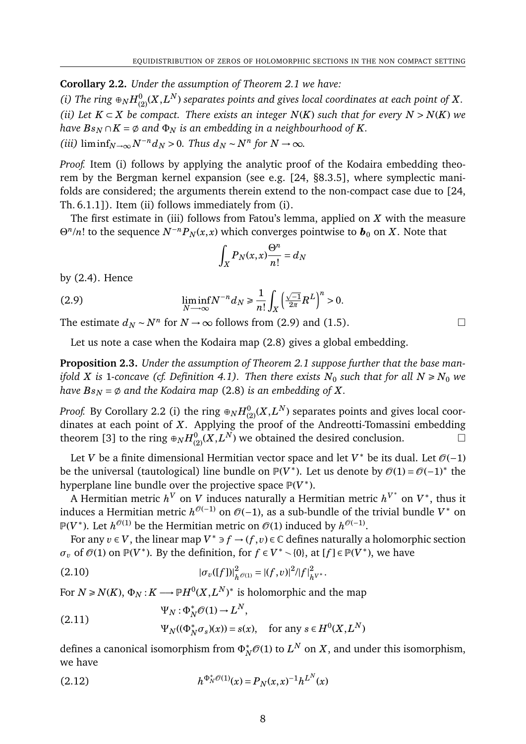**Corollary 2.2.** *Under the assumption of Theorem 2.1 we have:*

*(i) The ring $\oplus_N H^0_{(2)}(X, L^N)$ separates points and gives local coordinates at each point of $X$.*

*(ii) Let $K \subset X$ be compact. There exists an integer $N(K)$ such that for every $N > N(K)$ we have $Bs_N \cap K = \emptyset$ and $\Phi_N$ is an embedding in a neighbourhood of $K$.*

*(iii) $\liminf_{N\to\infty} N^{-n} d_N > 0$. Thus $d_N \sim N^n$ for $N \to \infty$.*

*Proof.* Item (i) follows by applying the analytic proof of the Kodaira embedding theorem by the Bergman kernel expansion (see e.g. [24, §8.3.5], where symplectic manifolds are considered; the arguments therein extend to the non-compact case due to [24, Th. 6.1.1]). Item (ii) follows immediately from (i).

The first estimate in (iii) follows from Fatou's lemma, applied on $X$ with the measure $\Theta^n/n!$ to the sequence $N^{-n}P_N(x,x)$ which converges pointwise to $\boldsymbol{b}_0$ on $X$. Note that

$$\int_X P_N(x,x)\frac{\Theta^n}{n!} = d_N$$

by (2.4). Hence

$$\liminf_{N\longrightarrow\infty} N^{-n} d_N \geqslant \frac{1}{n!}\int_X \left(\tfrac{\sqrt{-1}}{2\pi}R^L\right)^n > 0. \tag{2.9}$$

The estimate $d_N \sim N^n$ for $N \to \infty$ follows from (2.9) and (1.5). □

Let us note a case when the Kodaira map (2.8) gives a global embedding.

**Proposition 2.3.** *Under the assumption of Theorem 2.1 suppose further that the base manifold $X$ is 1-concave (cf. Definition 4.1). Then there exists $N_0$ such that for all $N \geqslant N_0$ we have $Bs_N = \emptyset$ and the Kodaira map (2.8) is an embedding of $X$.*

*Proof.* By Corollary 2.2 (i) the ring $\oplus_N H^0_{(2)}(X, L^N)$ separates points and gives local coordinates at each point of $X$. Applying the proof of the Andreotti-Tomassini embedding theorem [3] to the ring $\oplus_N H^0_{(2)}(X, L^N)$ we obtained the desired conclusion. □

Let $V$ be a finite dimensional Hermitian vector space and let $V^*$ be its dual. Let $\mathscr{O}(-1)$ be the universal (tautological) line bundle on $\mathbb{P}(V^*)$. Let us denote by $\mathscr{O}(1) = \mathscr{O}(-1)^*$ the hyperplane line bundle over the projective space $\mathbb{P}(V^*)$.

A Hermitian metric $h^V$ on $V$ induces naturally a Hermitian metric $h^{V^*}$ on $V^*$, thus it induces a Hermitian metric $h^{\mathscr{O}(-1)}$ on $\mathscr{O}(-1)$, as a sub-bundle of the trivial bundle $V^*$ on $\mathbb{P}(V^*)$. Let $h^{\mathscr{O}(1)}$ be the Hermitian metric on $\mathscr{O}(1)$ induced by $h^{\mathscr{O}(-1)}$.

For any $v \in V$, the linear map $V^* \ni f \to (f,v) \in \mathbb{C}$ defines naturally a holomorphic section $\sigma_v$ of $\mathscr{O}(1)$ on $\mathbb{P}(V^*)$. By the definition, for $f \in V^* \smallsetminus \{0\}$, at $[f] \in \mathbb{P}(V^*)$, we have

$$|\sigma_v([f])|^2_{h^{\mathscr{O}(1)}} = |(f,v)|^2/|f|^2_{h^{V^*}}. \tag{2.10}$$

For $N \geqslant N(K)$, $\Phi_N : K \longrightarrow \mathbb{P}H^0(X, L^N)^*$ is holomorphic and the map

$$\begin{aligned}
&\Psi_N : \Phi_N^*\mathscr{O}(1) \to L^N,\\
&\Psi_N((\Phi_N^*\sigma_s)(x)) = s(x), \quad \text{for any } s \in H^0(X, L^N)
\end{aligned} \tag{2.11}$$

defines a canonical isomorphism from $\Phi_N^*\mathscr{O}(1)$ to $L^N$ on $X$, and under this isomorphism, we have

$$h^{\Phi_N^*\mathscr{O}(1)}(x) = P_N(x,x)^{-1} h^{L^N}(x) \tag{2.12}$$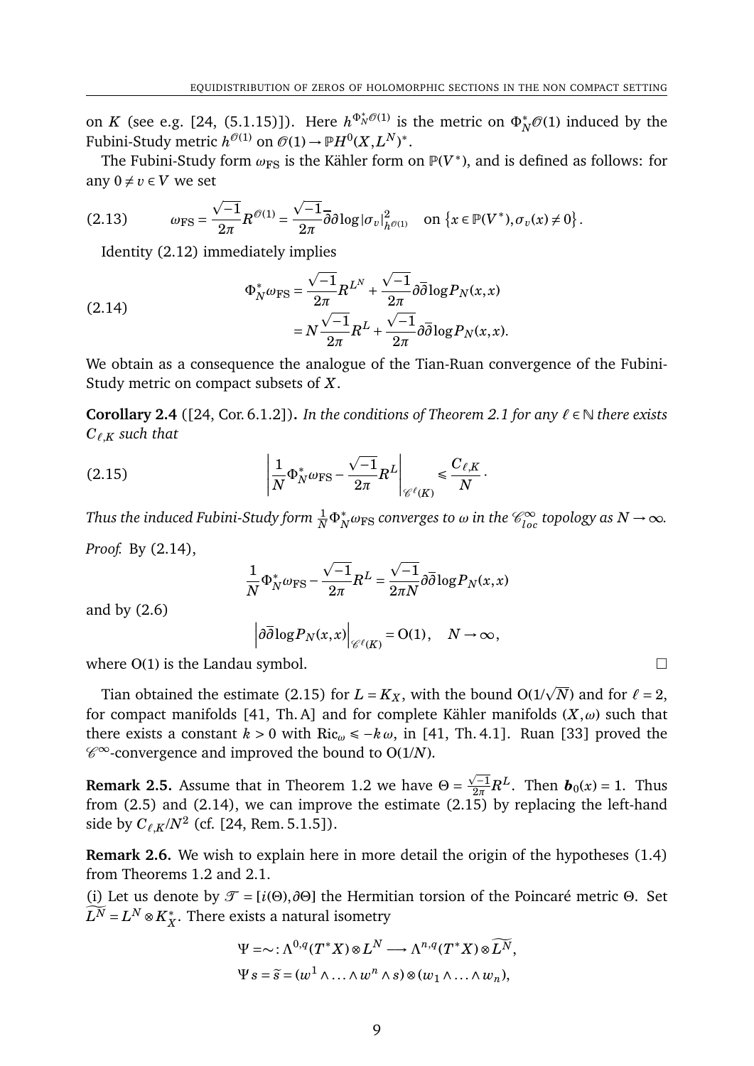on $K$ (see e.g. [24, (5.1.15)]). Here $h^{\Phi_N^*\mathscr{O}(1)}$ is the metric on $\Phi_N^*\mathscr{O}(1)$ induced by the Fubini-Study metric $h^{\mathscr{O}(1)}$ on $\mathscr{O}(1)\to\mathbb{P}H^0(X,L^N)^*$.

The Fubini-Study form $\omega_{\rm FS}$ is the Kähler form on $\mathbb{P}(V^*)$, and is defined as follows: for any $0\neq v\in V$ we set

$$
\omega_{\rm FS}=\frac{\sqrt{-1}}{2\pi}R^{\mathscr{O}(1)}=\frac{\sqrt{-1}}{2\pi}\overline{\partial}\partial\log|\sigma_v|^2_{h^{\mathscr{O}(1)}}\quad\text{on }\left\{x\in\mathbb{P}(V^*),\sigma_v(x)\neq 0\right\}. \tag{2.13}
$$

Identity (2.12) immediately implies

$$
\begin{aligned}
\Phi_N^*\omega_{\rm FS}&=\frac{\sqrt{-1}}{2\pi}R^{L^N}+\frac{\sqrt{-1}}{2\pi}\partial\overline{\partial}\log P_N(x,x)\\
&=N\frac{\sqrt{-1}}{2\pi}R^L+\frac{\sqrt{-1}}{2\pi}\partial\overline{\partial}\log P_N(x,x).
\end{aligned} \tag{2.14}
$$

We obtain as a consequence the analogue of the Tian-Ruan convergence of the Fubini-Study metric on compact subsets of $X$.

**Corollary 2.4** ([24, Cor. 6.1.2])**.** *In the conditions of Theorem 2.1 for any $\ell\in\mathbb{N}$ there exists $C_{\ell,K}$ such that*

$$
\left|\frac{1}{N}\Phi_N^*\omega_{\rm FS}-\frac{\sqrt{-1}}{2\pi}R^L\right|_{\mathscr{C}^\ell(K)}\leqslant\frac{C_{\ell,K}}{N}. \tag{2.15}
$$

*Thus the induced Fubini-Study form $\frac{1}{N}\Phi_N^*\omega_{\rm FS}$ converges to $\omega$ in the $\mathscr{C}^\infty_{loc}$ topology as $N\to\infty$.*

*Proof.* By (2.14),

$$
\frac{1}{N}\Phi_N^*\omega_{\rm FS}-\frac{\sqrt{-1}}{2\pi}R^L=\frac{\sqrt{-1}}{2\pi N}\partial\overline{\partial}\log P_N(x,x)
$$

and by (2.6)

$$
\left|\partial\overline{\partial}\log P_N(x,x)\right|_{\mathscr{C}^\ell(K)}=\mathrm{O}(1),\quad N\to\infty,
$$

where $\mathrm{O}(1)$ is the Landau symbol. □

Tian obtained the estimate (2.15) for $L=K_X$, with the bound $\mathrm{O}(1/\sqrt{N})$ and for $\ell=2$, for compact manifolds [41, Th. A] and for complete Kähler manifolds $(X,\omega)$ such that there exists a constant $k>0$ with $\mathrm{Ric}_\omega\leqslant -k\,\omega$, in [41, Th. 4.1]. Ruan [33] proved the $\mathscr{C}^\infty$-convergence and improved the bound to $\mathrm{O}(1/N)$.

**Remark 2.5.** Assume that in Theorem 1.2 we have $\Theta=\frac{\sqrt{-1}}{2\pi}R^L$. Then $\boldsymbol{b}_0(x)=1$. Thus from (2.5) and (2.14), we can improve the estimate (2.15) by replacing the left-hand side by $C_{\ell,K}/N^2$ (cf. [24, Rem. 5.1.5]).

**Remark 2.6.** We wish to explain here in more detail the origin of the hypotheses (1.4) from Theorems 1.2 and 2.1.

(i) Let us denote by $\mathscr{T}=[i(\Theta),\partial\Theta]$ the Hermitian torsion of the Poincaré metric $\Theta$. Set $\widetilde{L^N}=L^N\otimes K_X^*$. There exists a natural isometry

$$
\begin{aligned}
\Psi=\sim:\Lambda^{0,q}(T^*X)\otimes L^N&\longrightarrow\Lambda^{n,q}(T^*X)\otimes\widetilde{L^N},\\
\Psi s=\widetilde{s}&=(w^1\wedge\ldots\wedge w^n\wedge s)\otimes(w_1\wedge\ldots\wedge w_n),
\end{aligned}
$$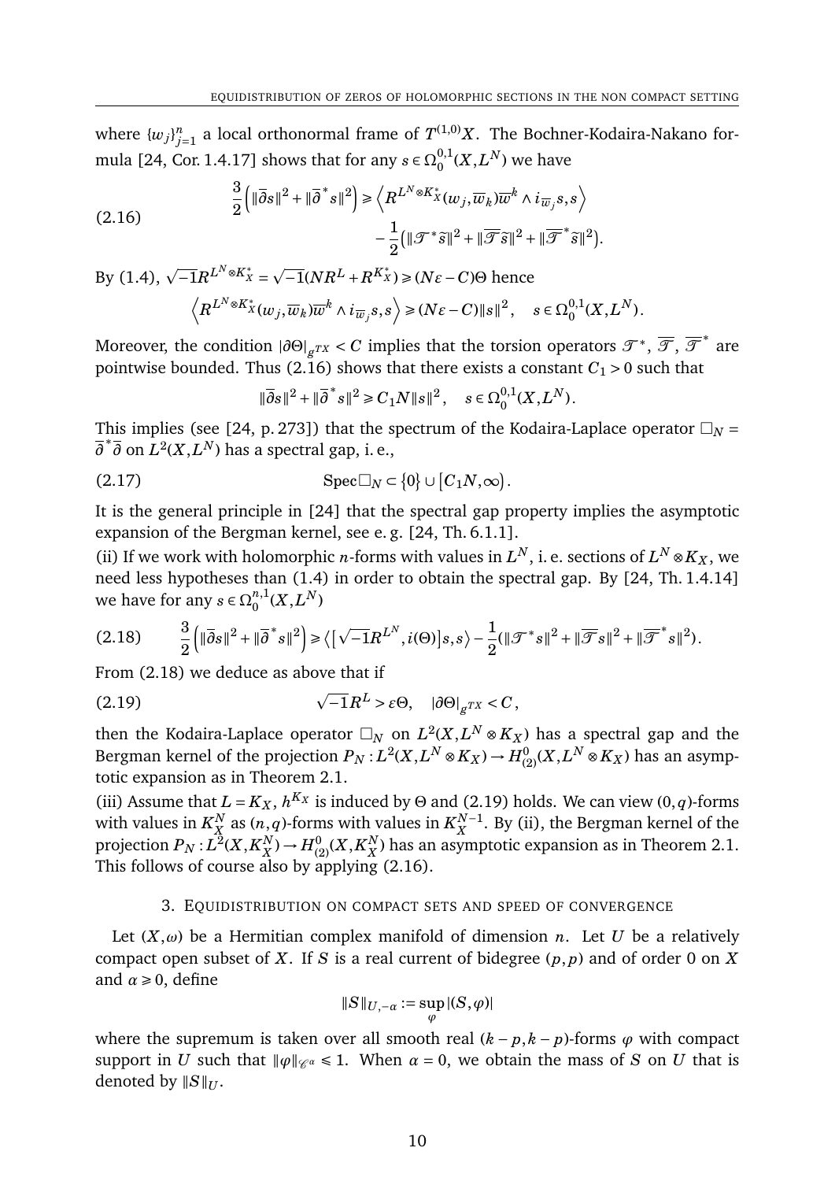where $\{w_j\}_{j=1}^n$ a local orthonormal frame of $T^{(1,0)}X$. The Bochner-Kodaira-Nakano formula [24, Cor. 1.4.17] shows that for any $s\in\Omega_0^{0,1}(X,L^N)$ we have

$$
\begin{aligned}
\frac{3}{2}\Big(\|\overline{\partial}s\|^2+\|\overline{\partial}^*s\|^2\Big) \geqslant &\Big\langle R^{L^N\otimes K_X^*}(w_j,\overline{w}_k)\overline{w}^k\wedge i_{\overline{w}_j}s,s\Big\rangle \\
&-\frac{1}{2}\big(\|\mathscr{T}^*\widetilde{s}\|^2+\|\overline{\mathscr{T}}\widetilde{s}\|^2+\|\overline{\mathscr{T}}^*\widetilde{s}\|^2\big).
\end{aligned}
\tag{2.16}
$$

By (1.4), $\sqrt{-1}R^{L^N\otimes K_X^*}=\sqrt{-1}(NR^L+R^{K_X^*})\geqslant(N\varepsilon-C)\Theta$ hence

$$
\Big\langle R^{L^N\otimes K_X^*}(w_j,\overline{w}_k)\overline{w}^k\wedge i_{\overline{w}_j}s,s\Big\rangle\geqslant(N\varepsilon-C)\|s\|^2,\quad s\in\Omega_0^{0,1}(X,L^N).
$$

Moreover, the condition $|\partial\Theta|_{g^{TX}}<C$ implies that the torsion operators $\mathscr{T}^*$, $\overline{\mathscr{T}}$, $\overline{\mathscr{T}}^*$ are pointwise bounded. Thus (2.16) shows that there exists a constant $C_1>0$ such that

$$
\|\overline{\partial}s\|^2+\|\overline{\partial}^*s\|^2\geqslant C_1N\|s\|^2,\quad s\in\Omega_0^{0,1}(X,L^N).
$$

This implies (see [24, p. 273]) that the spectrum of the Kodaira-Laplace operator $\square_N=\overline{\partial}^*\overline{\partial}$ on $L^2(X,L^N)$ has a spectral gap, i. e.,

$$
\operatorname{Spec}\square_N\subset\{0\}\cup[C_1N,\infty).
\tag{2.17}
$$

It is the general principle in [24] that the spectral gap property implies the asymptotic expansion of the Bergman kernel, see e. g. [24, Th. 6.1.1].

(ii) If we work with holomorphic $n$-forms with values in $L^N$, i. e. sections of $L^N\otimes K_X$, we need less hypotheses than (1.4) in order to obtain the spectral gap. By [24, Th. 1.4.14] we have for any $s\in\Omega_0^{n,1}(X,L^N)$

$$
\frac{3}{2}\Big(\|\overline{\partial}s\|^2+\|\overline{\partial}^*s\|^2\Big)\geqslant\big\langle\big[\sqrt{-1}R^{L^N},i(\Theta)\big]s,s\big\rangle-\frac{1}{2}(\|\mathscr{T}^*s\|^2+\|\overline{\mathscr{T}}s\|^2+\|\overline{\mathscr{T}}^*s\|^2).
\tag{2.18}
$$

From (2.18) we deduce as above that if

$$
\sqrt{-1}R^L>\varepsilon\Theta,\quad|\partial\Theta|_{g^{TX}}<C,
\tag{2.19}
$$

then the Kodaira-Laplace operator $\square_N$ on $L^2(X,L^N\otimes K_X)$ has a spectral gap and the Bergman kernel of the projection $P_N:L^2(X,L^N\otimes K_X)\to H^0_{(2)}(X,L^N\otimes K_X)$ has an asymptotic expansion as in Theorem 2.1.

(iii) Assume that $L=K_X$, $h^{K_X}$ is induced by $\Theta$ and (2.19) holds. We can view $(0,q)$-forms with values in $K_X^N$ as $(n,q)$-forms with values in $K_X^{N-1}$. By (ii), the Bergman kernel of the projection $P_N:L^2(X,K_X^N)\to H^0_{(2)}(X,K_X^N)$ has an asymptotic expansion as in Theorem 2.1. This follows of course also by applying (2.16).

## 3. Equidistribution on compact sets and speed of convergence

Let $(X,\omega)$ be a Hermitian complex manifold of dimension $n$. Let $U$ be a relatively compact open subset of $X$. If $S$ is a real current of bidegree $(p,p)$ and of order 0 on $X$ and $\alpha\geqslant0$, define

$$
\|S\|_{U,-\alpha}:=\sup_{\varphi}|(S,\varphi)|
$$

where the supremum is taken over all smooth real $(k-p,k-p)$-forms $\varphi$ with compact support in $U$ such that $\|\varphi\|_{\mathscr{C}^\alpha}\leqslant1$. When $\alpha=0$, we obtain the mass of $S$ on $U$ that is denoted by $\|S\|_U$.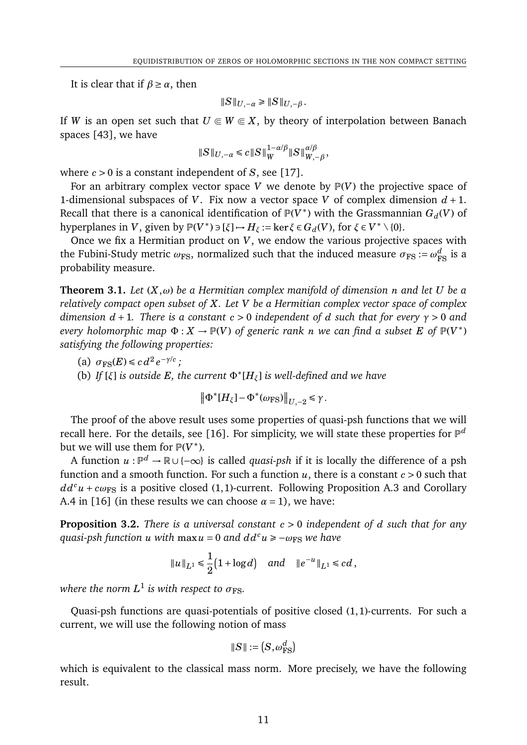It is clear that if $\beta \geq \alpha$, then

$$\|S\|_{U,-\alpha} \geqslant \|S\|_{U,-\beta}.$$

If $W$ is an open set such that $U \Subset W \Subset X$, by theory of interpolation between Banach spaces [43], we have

$$\|S\|_{U,-\alpha} \leqslant c\|S\|_{W}^{1-\alpha/\beta}\|S\|_{W,-\beta}^{\alpha/\beta},$$

where $c > 0$ is a constant independent of $S$, see [17].

For an arbitrary complex vector space $V$ we denote by $\mathbb{P}(V)$ the projective space of 1-dimensional subspaces of $V$. Fix now a vector space $V$ of complex dimension $d+1$. Recall that there is a canonical identification of $\mathbb{P}(V^*)$ with the Grassmannian $G_d(V)$ of hyperplanes in $V$, given by $\mathbb{P}(V^*) \ni [\xi] \mapsto H_\xi := \ker \xi \in G_d(V)$, for $\xi \in V^* \setminus \{0\}$.

Once we fix a Hermitian product on $V$, we endow the various projective spaces with the Fubini-Study metric $\omega_{\rm FS}$, normalized such that the induced measure $\sigma_{\rm FS} := \omega_{\rm FS}^d$ is a probability measure.

**Theorem 3.1.** *Let $(X,\omega)$ be a Hermitian complex manifold of dimension $n$ and let $U$ be a relatively compact open subset of $X$. Let $V$ be a Hermitian complex vector space of complex dimension $d+1$. There is a constant $c > 0$ independent of $d$ such that for every $\gamma > 0$ and every holomorphic map $\Phi : X \to \mathbb{P}(V)$ of generic rank $n$ we can find a subset $E$ of $\mathbb{P}(V^*)$ satisfying the following properties:*

(a) *$\sigma_{\rm FS}(E) \leqslant c\, d^2 e^{-\gamma/c}$;*
(b) *If $[\xi]$ is outside $E$, the current $\Phi^*[H_\xi]$ is well-defined and we have*

$$\left\|\Phi^*[H_\xi] - \Phi^*(\omega_{\rm FS})\right\|_{U,-2} \leqslant \gamma.$$

The proof of the above result uses some properties of quasi-psh functions that we will recall here. For the details, see [16]. For simplicity, we will state these properties for $\mathbb{P}^d$ but we will use them for $\mathbb{P}(V^*)$.

A function $u : \mathbb{P}^d \to \mathbb{R} \cup \{-\infty\}$ is called *quasi-psh* if it is locally the difference of a psh function and a smooth function. For such a function $u$, there is a constant $c > 0$ such that $dd^c u + c\omega_{\rm FS}$ is a positive closed $(1,1)$-current. Following Proposition A.3 and Corollary A.4 in [16] (in these results we can choose $\alpha = 1$), we have:

**Proposition 3.2.** *There is a universal constant $c > 0$ independent of $d$ such that for any quasi-psh function $u$ with $\max u = 0$ and $dd^c u \geqslant -\omega_{\rm FS}$ we have*

$$\|u\|_{L^1} \leqslant \frac{1}{2}\big(1 + \log d\big) \quad \text{and} \quad \|e^{-u}\|_{L^1} \leqslant cd,$$

*where the norm $L^1$ is with respect to $\sigma_{\rm FS}$.*

Quasi-psh functions are quasi-potentials of positive closed $(1,1)$-currents. For such a current, we will use the following notion of mass

$$\|S\| := \big(S, \omega_{\rm FS}^d\big)$$

which is equivalent to the classical mass norm. More precisely, we have the following result.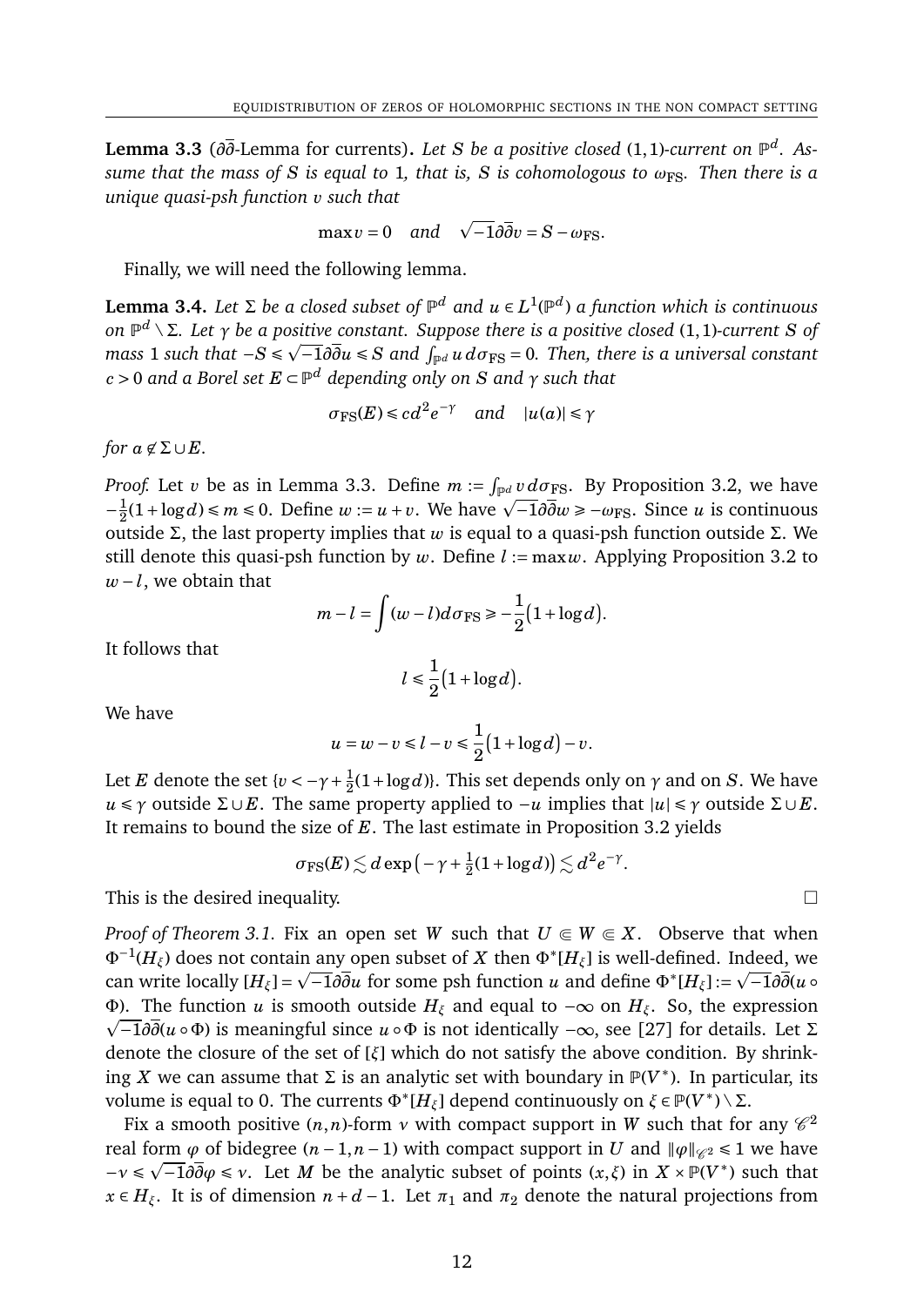**Lemma 3.3** ($\partial\bar\partial$-Lemma for currents)**.** *Let $S$ be a positive closed $(1,1)$-current on $\mathbb{P}^d$. Assume that the mass of $S$ is equal to $1$, that is, $S$ is cohomologous to $\omega_{\rm FS}$. Then there is a unique quasi-psh function $v$ such that*

$$\max v = 0 \quad \textit{and} \quad \sqrt{-1}\partial\bar\partial v = S - \omega_{\rm FS}.$$

Finally, we will need the following lemma.

**Lemma 3.4.** *Let $\Sigma$ be a closed subset of $\mathbb{P}^d$ and $u \in L^1(\mathbb{P}^d)$ a function which is continuous on $\mathbb{P}^d \setminus \Sigma$. Let $\gamma$ be a positive constant. Suppose there is a positive closed $(1,1)$-current $S$ of mass $1$ such that $-S \leqslant \sqrt{-1}\partial\bar\partial u \leqslant S$ and $\int_{\mathbb{P}^d} u\, d\sigma_{\rm FS} = 0$. Then, there is a universal constant $c > 0$ and a Borel set $E \subset \mathbb{P}^d$ depending only on $S$ and $\gamma$ such that*

$$\sigma_{\rm FS}(E) \leqslant c d^2 e^{-\gamma} \quad \textit{and} \quad |u(a)| \leqslant \gamma$$

*for $a \not\in \Sigma \cup E$.*

*Proof.* Let $v$ be as in Lemma 3.3. Define $m := \int_{\mathbb{P}^d} v\, d\sigma_{\rm FS}$. By Proposition 3.2, we have $-\frac{1}{2}(1 + \log d) \leqslant m \leqslant 0$. Define $w := u + v$. We have $\sqrt{-1}\partial\bar\partial w \geqslant -\omega_{\rm FS}$. Since $u$ is continuous outside $\Sigma$, the last property implies that $w$ is equal to a quasi-psh function outside $\Sigma$. We still denote this quasi-psh function by $w$. Define $l := \max w$. Applying Proposition 3.2 to $w - l$, we obtain that

$$m - l = \int (w - l) d\sigma_{\rm FS} \geqslant -\frac{1}{2}\big(1 + \log d\big).$$

It follows that

$$l \leqslant \frac{1}{2}\big(1 + \log d\big).$$

We have

$$u = w - v \leqslant l - v \leqslant \frac{1}{2}\big(1 + \log d\big) - v.$$

Let $E$ denote the set $\{v < -\gamma + \frac{1}{2}(1 + \log d)\}$. This set depends only on $\gamma$ and on $S$. We have $u \leqslant \gamma$ outside $\Sigma \cup E$. The same property applied to $-u$ implies that $|u| \leqslant \gamma$ outside $\Sigma \cup E$. It remains to bound the size of $E$. The last estimate in Proposition 3.2 yields

$$\sigma_{\rm FS}(E) \lesssim d \exp\big(-\gamma + \tfrac{1}{2}(1 + \log d)\big) \lesssim d^2 e^{-\gamma}.$$

This is the desired inequality. $\square$

*Proof of Theorem 3.1.* Fix an open set $W$ such that $U \Subset W \Subset X$. Observe that when $\Phi^{-1}(H_\xi)$ does not contain any open subset of $X$ then $\Phi^*[H_\xi]$ is well-defined. Indeed, we can write locally $[H_\xi] = \sqrt{-1}\partial\bar\partial u$ for some psh function $u$ and define $\Phi^*[H_\xi] := \sqrt{-1}\partial\bar\partial(u \circ \Phi)$. The function $u$ is smooth outside $H_\xi$ and equal to $-\infty$ on $H_\xi$. So, the expression $\sqrt{-1}\partial\bar\partial(u \circ \Phi)$ is meaningful since $u \circ \Phi$ is not identically $-\infty$, see [27] for details. Let $\Sigma$ denote the closure of the set of $[\xi]$ which do not satisfy the above condition. By shrinking $X$ we can assume that $\Sigma$ is an analytic set with boundary in $\mathbb{P}(V^*)$. In particular, its volume is equal to 0. The currents $\Phi^*[H_\xi]$ depend continuously on $\xi \in \mathbb{P}(V^*) \setminus \Sigma$.

Fix a smooth positive $(n,n)$-form $\nu$ with compact support in $W$ such that for any $\mathscr{C}^2$ real form $\varphi$ of bidegree $(n-1, n-1)$ with compact support in $U$ and $\|\varphi\|_{\mathscr{C}^2} \leqslant 1$ we have $-\nu \leqslant \sqrt{-1}\partial\bar\partial\varphi \leqslant \nu$. Let $M$ be the analytic subset of points $(x,\xi)$ in $X \times \mathbb{P}(V^*)$ such that $x \in H_\xi$. It is of dimension $n + d - 1$. Let $\pi_1$ and $\pi_2$ denote the natural projections from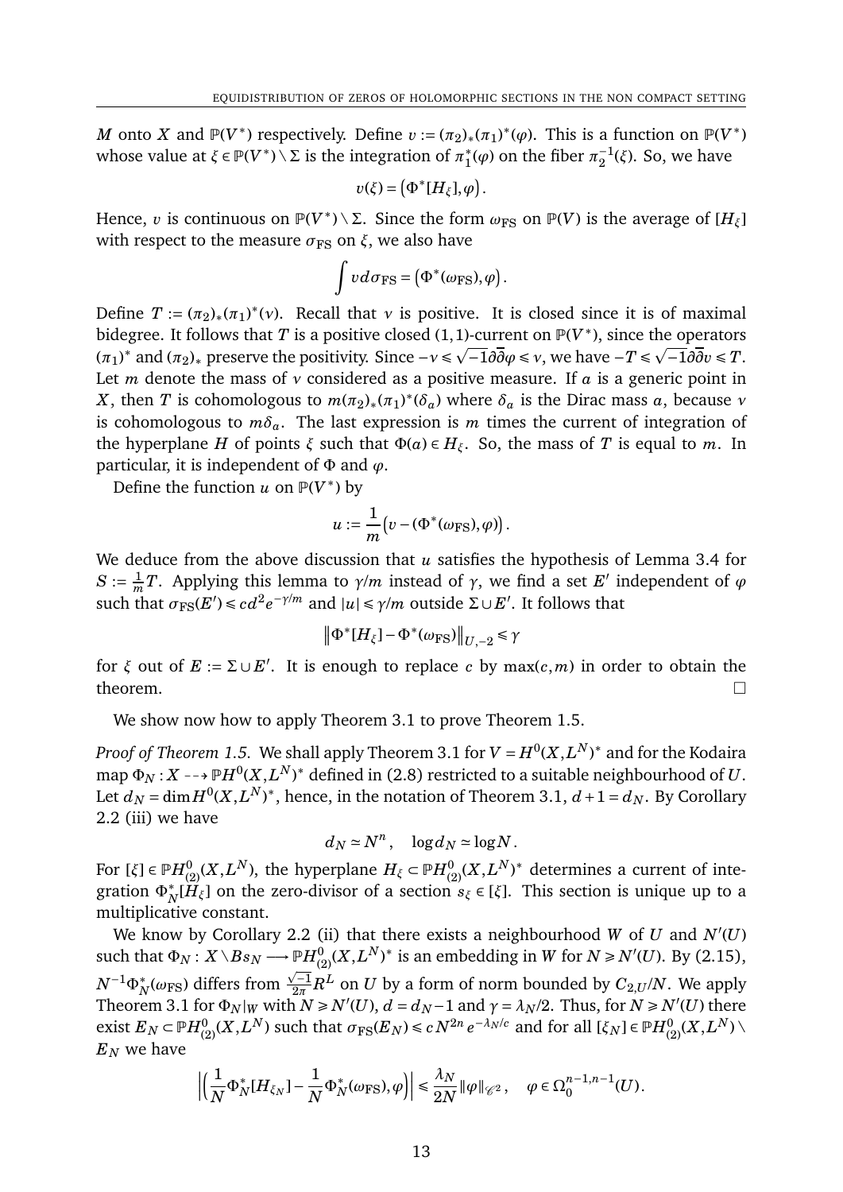$M$ onto $X$ and $\mathbb{P}(V^*)$ respectively. Define $v := (\pi_2)_*(\pi_1)^*(\varphi)$. This is a function on $\mathbb{P}(V^*)$ whose value at $\xi \in \mathbb{P}(V^*) \setminus \Sigma$ is the integration of $\pi_1^*(\varphi)$ on the fiber $\pi_2^{-1}(\xi)$. So, we have

$$v(\xi) = \left(\Phi^*[H_\xi], \varphi\right).$$

Hence, $v$ is continuous on $\mathbb{P}(V^*) \setminus \Sigma$. Since the form $\omega_{\rm FS}$ on $\mathbb{P}(V)$ is the average of $[H_\xi]$ with respect to the measure $\sigma_{\rm FS}$ on $\xi$, we also have

$$\int v \, d\sigma_{\rm FS} = \left(\Phi^*(\omega_{\rm FS}), \varphi\right).$$

Define $T := (\pi_2)_*(\pi_1)^*(\nu)$. Recall that $\nu$ is positive. It is closed since it is of maximal bidegree. It follows that $T$ is a positive closed $(1,1)$-current on $\mathbb{P}(V^*)$, since the operators $(\pi_1)^*$ and $(\pi_2)_*$ preserve the positivity. Since $-\nu \leqslant \sqrt{-1}\partial\overline{\partial}\varphi \leqslant \nu$, we have $-T \leqslant \sqrt{-1}\partial\overline{\partial}v \leqslant T$. Let $m$ denote the mass of $\nu$ considered as a positive measure. If $a$ is a generic point in $X$, then $T$ is cohomologous to $m(\pi_2)_*(\pi_1)^*(\delta_a)$ where $\delta_a$ is the Dirac mass $a$, because $\nu$ is cohomologous to $m\delta_a$. The last expression is $m$ times the current of integration of the hyperplane $H$ of points $\xi$ such that $\Phi(a) \in H_\xi$. So, the mass of $T$ is equal to $m$. In particular, it is independent of $\Phi$ and $\varphi$.

Define the function $u$ on $\mathbb{P}(V^*)$ by

$$u := \frac{1}{m}\left(v - (\Phi^*(\omega_{\rm FS}), \varphi)\right).$$

We deduce from the above discussion that $u$ satisfies the hypothesis of Lemma 3.4 for $S := \frac{1}{m}T$. Applying this lemma to $\gamma/m$ instead of $\gamma$, we find a set $E'$ independent of $\varphi$ such that $\sigma_{\rm FS}(E') \leqslant cd^2 e^{-\gamma/m}$ and $|u| \leqslant \gamma/m$ outside $\Sigma \cup E'$. It follows that

$$\left\| \Phi^*[H_\xi] - \Phi^*(\omega_{\rm FS}) \right\|_{U,-2} \leqslant \gamma$$

for $\xi$ out of $E := \Sigma \cup E'$. It is enough to replace $c$ by $\max(c, m)$ in order to obtain the theorem. $\square$

We show now how to apply Theorem 3.1 to prove Theorem 1.5.

*Proof of Theorem 1.5.* We shall apply Theorem 3.1 for $V = H^0(X, L^N)^*$ and for the Kodaira map $\Phi_N : X \dashrightarrow \mathbb{P}H^0(X, L^N)^*$ defined in (2.8) restricted to a suitable neighbourhood of $U$. Let $d_N = \dim H^0(X, L^N)^*$, hence, in the notation of Theorem 3.1, $d + 1 = d_N$. By Corollary 2.2 (iii) we have

$$d_N \simeq N^n, \quad \log d_N \simeq \log N.$$

For $[\xi] \in \mathbb{P}H^0_{(2)}(X, L^N)$, the hyperplane $H_\xi \subset \mathbb{P}H^0_{(2)}(X, L^N)^*$ determines a current of integration $\Phi_N^*[H_\xi]$ on the zero-divisor of a section $s_\xi \in [\xi]$. This section is unique up to a multiplicative constant.

We know by Corollary 2.2 (ii) that there exists a neighbourhood $W$ of $U$ and $N'(U)$ such that $\Phi_N : X \setminus Bs_N \longrightarrow \mathbb{P}H^0_{(2)}(X, L^N)^*$ is an embedding in $W$ for $N \geqslant N'(U)$. By (2.15), $N^{-1}\Phi_N^*(\omega_{\rm FS})$ differs from $\frac{\sqrt{-1}}{2\pi}R^L$ on $U$ by a form of norm bounded by $C_{2,U}/N$. We apply Theorem 3.1 for $\Phi_N|_W$ with $N \geqslant N'(U)$, $d = d_N - 1$ and $\gamma = \lambda_N/2$. Thus, for $N \geqslant N'(U)$ there exist $E_N \subset \mathbb{P}H^0_{(2)}(X, L^N)$ such that $\sigma_{\rm FS}(E_N) \leqslant cN^{2n} e^{-\lambda_N/c}$ and for all $[\xi_N] \in \mathbb{P}H^0_{(2)}(X, L^N) \setminus E_N$ we have

$$\left| \left( \frac{1}{N}\Phi_N^*[H_{\xi_N}] - \frac{1}{N}\Phi_N^*(\omega_{\rm FS}), \varphi \right) \right| \leqslant \frac{\lambda_N}{2N} \|\varphi\|_{\mathscr{C}^2}, \quad \varphi \in \Omega_0^{n-1,n-1}(U).$$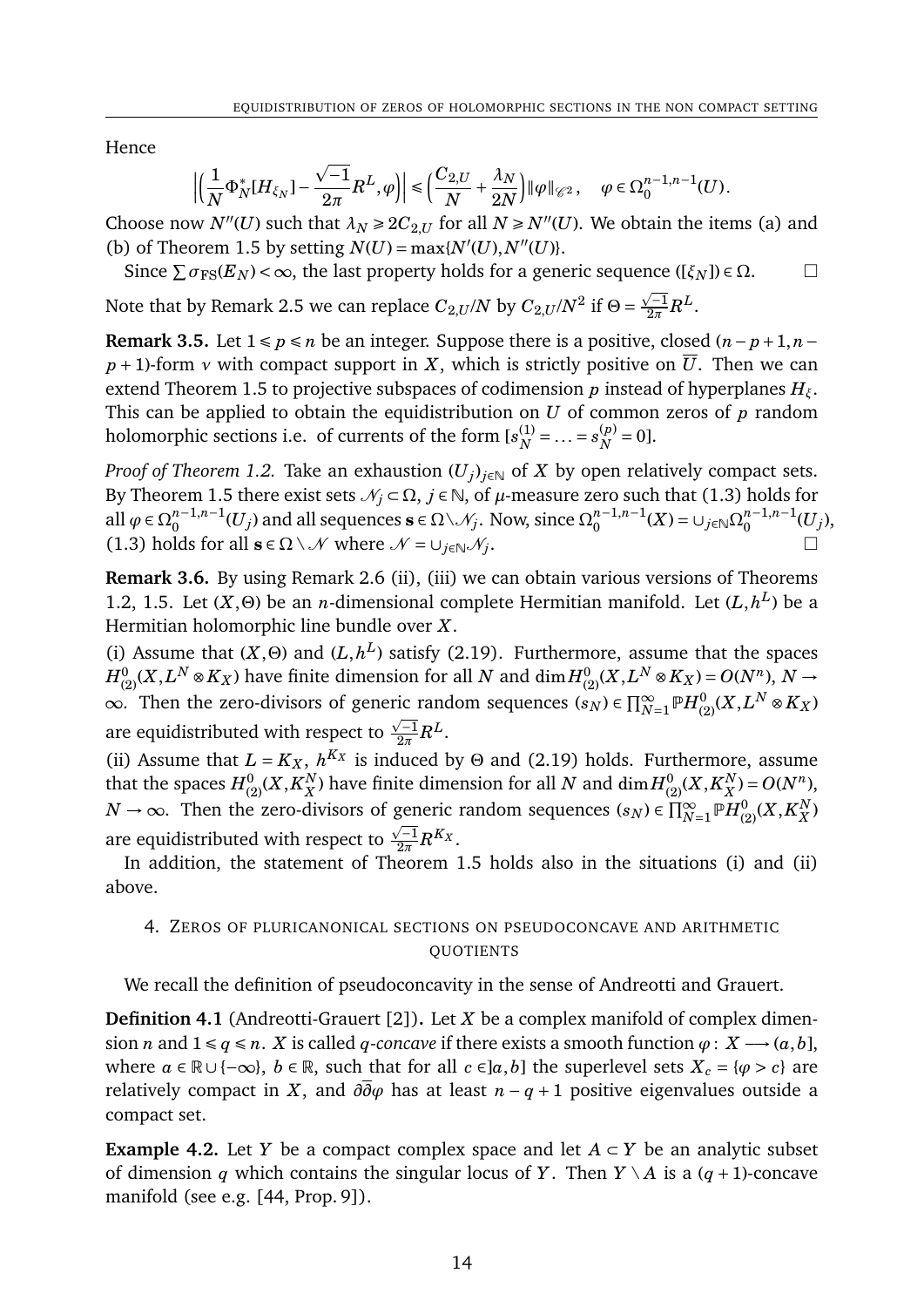Hence

$$\Big|\Big(\frac{1}{N}\Phi_N^*[H_{\xi_N}]-\frac{\sqrt{-1}}{2\pi}R^L,\varphi\Big)\Big|\leqslant\Big(\frac{C_{2,U}}{N}+\frac{\lambda_N}{2N}\Big)\|\varphi\|_{\mathscr{C}^2}\,,\quad \varphi\in\Omega_0^{n-1,n-1}(U).$$

Choose now $N''(U)$ such that $\lambda_N\geqslant 2C_{2,U}$ for all $N\geqslant N''(U)$. We obtain the items (a) and (b) of Theorem 1.5 by setting $N(U)=\max\{N'(U),N''(U)\}$.

Since $\sum\sigma_{\rm FS}(E_N)<\infty$, the last property holds for a generic sequence $([\xi_N])\in\Omega$. $\square$

Note that by Remark 2.5 we can replace $C_{2,U}/N$ by $C_{2,U}/N^2$ if $\Theta=\frac{\sqrt{-1}}{2\pi}R^L$.

**Remark 3.5.** Let $1\leqslant p\leqslant n$ be an integer. Suppose there is a positive, closed $(n-p+1,n-p+1)$-form $v$ with compact support in $X$, which is strictly positive on $\overline{U}$. Then we can extend Theorem 1.5 to projective subspaces of codimension $p$ instead of hyperplanes $H_\xi$. This can be applied to obtain the equidistribution on $U$ of common zeros of $p$ random holomorphic sections i.e. of currents of the form $[s_N^{(1)}=\ldots=s_N^{(p)}=0]$.

*Proof of Theorem 1.2.* Take an exhaustion $(U_j)_{j\in\mathbb{N}}$ of $X$ by open relatively compact sets. By Theorem 1.5 there exist sets $\mathscr{N}_j\subset\Omega$, $j\in\mathbb{N}$, of $\mu$-measure zero such that (1.3) holds for all $\varphi\in\Omega_0^{n-1,n-1}(U_j)$ and all sequences $\mathbf{s}\in\Omega\setminus\mathscr{N}_j$. Now, since $\Omega_0^{n-1,n-1}(X)=\cup_{j\in\mathbb{N}}\Omega_0^{n-1,n-1}(U_j)$, (1.3) holds for all $\mathbf{s}\in\Omega\setminus\mathscr{N}$ where $\mathscr{N}=\cup_{j\in\mathbb{N}}\mathscr{N}_j$. $\square$

**Remark 3.6.** By using Remark 2.6 (ii), (iii) we can obtain various versions of Theorems 1.2, 1.5. Let $(X,\Theta)$ be an $n$-dimensional complete Hermitian manifold. Let $(L,h^L)$ be a Hermitian holomorphic line bundle over $X$.

(i) Assume that $(X,\Theta)$ and $(L,h^L)$ satisfy (2.19). Furthermore, assume that the spaces $H^0_{(2)}(X,L^N\otimes K_X)$ have finite dimension for all $N$ and $\dim H^0_{(2)}(X,L^N\otimes K_X)=O(N^n)$, $N\to\infty$. Then the zero-divisors of generic random sequences $(s_N)\in\prod_{N=1}^\infty\mathbb{P}H^0_{(2)}(X,L^N\otimes K_X)$ are equidistributed with respect to $\frac{\sqrt{-1}}{2\pi}R^L$.

(ii) Assume that $L=K_X$, $h^{K_X}$ is induced by $\Theta$ and (2.19) holds. Furthermore, assume that the spaces $H^0_{(2)}(X,K_X^N)$ have finite dimension for all $N$ and $\dim H^0_{(2)}(X,K_X^N)=O(N^n)$, $N\to\infty$. Then the zero-divisors of generic random sequences $(s_N)\in\prod_{N=1}^\infty\mathbb{P}H^0_{(2)}(X,K_X^N)$ are equidistributed with respect to $\frac{\sqrt{-1}}{2\pi}R^{K_X}$.

In addition, the statement of Theorem 1.5 holds also in the situations (i) and (ii) above.

## 4. Zeros of pluricanonical sections on pseudoconcave and arithmetic quotients

We recall the definition of pseudoconcavity in the sense of Andreotti and Grauert.

**Definition 4.1** (Andreotti-Grauert [2])**.** Let $X$ be a complex manifold of complex dimension $n$ and $1\leqslant q\leqslant n$. $X$ is called *$q$-concave* if there exists a smooth function $\varphi: X\longrightarrow(a,b]$, where $a\in\mathbb{R}\cup\{-\infty\}$, $b\in\mathbb{R}$, such that for all $c\in]a,b]$ the superlevel sets $X_c=\{\varphi>c\}$ are relatively compact in $X$, and $\partial\overline{\partial}\varphi$ has at least $n-q+1$ positive eigenvalues outside a compact set.

**Example 4.2.** Let $Y$ be a compact complex space and let $A\subset Y$ be an analytic subset of dimension $q$ which contains the singular locus of $Y$. Then $Y\setminus A$ is a $(q+1)$-concave manifold (see e.g. [44, Prop. 9]).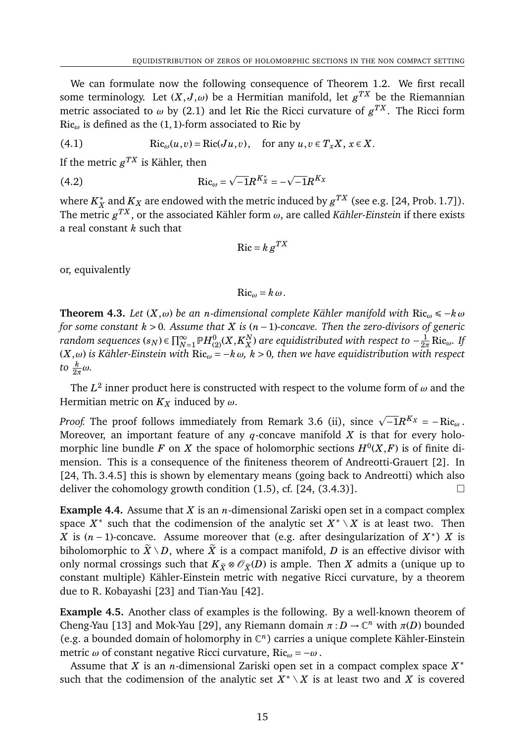We can formulate now the following consequence of Theorem 1.2. We first recall some terminology. Let $(X,J,\omega)$ be a Hermitian manifold, let $g^{TX}$ be the Riemannian metric associated to $\omega$ by (2.1) and let Ric the Ricci curvature of $g^{TX}$. The Ricci form $\mathrm{Ric}_\omega$ is defined as the $(1,1)$-form associated to Ric by

$$\mathrm{Ric}_\omega(u,v) = \mathrm{Ric}(Ju,v), \quad \text{for any } u,v \in T_xX,\ x \in X. \tag{4.1}$$

If the metric $g^{TX}$ is Kähler, then

$$\mathrm{Ric}_\omega = \sqrt{-1}R^{K_X^*} = -\sqrt{-1}R^{K_X} \tag{4.2}$$

where $K_X^*$ and $K_X$ are endowed with the metric induced by $g^{TX}$ (see e.g. [24, Prob. 1.7]). The metric $g^{TX}$, or the associated Kähler form $\omega$, are called *Kähler-Einstein* if there exists a real constant $k$ such that

$$\mathrm{Ric} = k\, g^{TX}$$

or, equivalently

$$\mathrm{Ric}_\omega = k\,\omega\,.$$

**Theorem 4.3.** *Let $(X,\omega)$ be an $n$-dimensional complete Kähler manifold with $\mathrm{Ric}_\omega \leqslant -k\,\omega$ for some constant $k>0$. Assume that $X$ is $(n-1)$-concave. Then the zero-divisors of generic random sequences $(s_N) \in \prod_{N=1}^\infty \mathbb{P}H^0_{(2)}(X,K_X^N)$ are equidistributed with respect to $-\frac{1}{2\pi}\mathrm{Ric}_\omega$. If $(X,\omega)$ is Kähler-Einstein with $\mathrm{Ric}_\omega = -k\,\omega$, $k>0$, then we have equidistribution with respect to $\frac{k}{2\pi}\omega$.*

The $L^2$ inner product here is constructed with respect to the volume form of $\omega$ and the Hermitian metric on $K_X$ induced by $\omega$.

*Proof.* The proof follows immediately from Remark 3.6 (ii), since $\sqrt{-1}R^{K_X} = -\mathrm{Ric}_\omega$. Moreover, an important feature of any $q$-concave manifold $X$ is that for every holomorphic line bundle $F$ on $X$ the space of holomorphic sections $H^0(X,F)$ is of finite dimension. This is a consequence of the finiteness theorem of Andreotti-Grauert [2]. In [24, Th. 3.4.5] this is shown by elementary means (going back to Andreotti) which also deliver the cohomology growth condition (1.5), cf. [24, (3.4.3)]. □

**Example 4.4.** Assume that $X$ is an $n$-dimensional Zariski open set in a compact complex space $X^*$ such that the codimension of the analytic set $X^*\setminus X$ is at least two. Then $X$ is $(n-1)$-concave. Assume moreover that (e.g. after desingularization of $X^*$) $X$ is biholomorphic to $\widetilde{X}\setminus D$, where $\widetilde{X}$ is a compact manifold, $D$ is an effective divisor with only normal crossings such that $K_{\widetilde{X}} \otimes \mathscr{O}_{\widetilde{X}}(D)$ is ample. Then $X$ admits a (unique up to constant multiple) Kähler-Einstein metric with negative Ricci curvature, by a theorem due to R. Kobayashi [23] and Tian-Yau [42].

**Example 4.5.** Another class of examples is the following. By a well-known theorem of Cheng-Yau [13] and Mok-Yau [29], any Riemann domain $\pi: D \to \mathbb{C}^n$ with $\pi(D)$ bounded (e.g. a bounded domain of holomorphy in $\mathbb{C}^n$) carries a unique complete Kähler-Einstein metric $\omega$ of constant negative Ricci curvature, $\mathrm{Ric}_\omega = -\omega$.

Assume that $X$ is an $n$-dimensional Zariski open set in a compact complex space $X^*$ such that the codimension of the analytic set $X^*\setminus X$ is at least two and $X$ is covered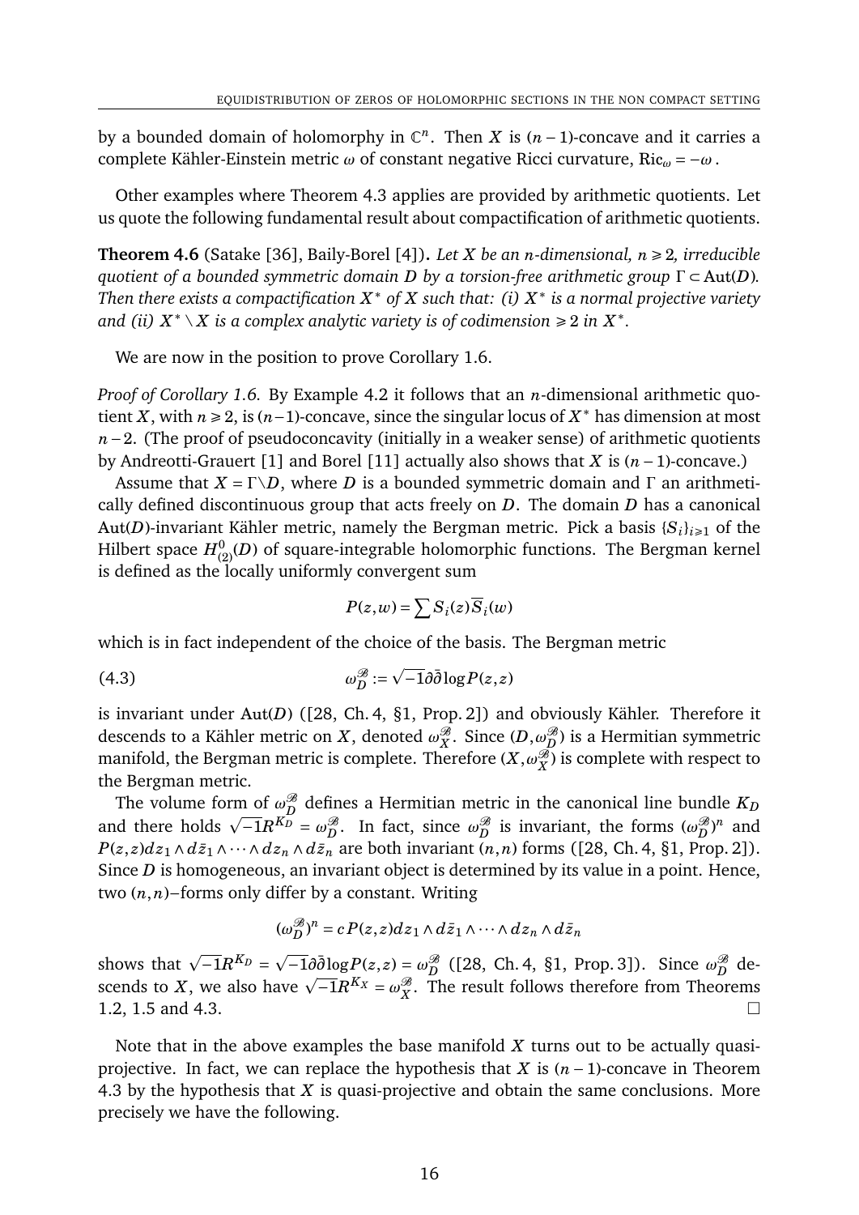by a bounded domain of holomorphy in $\mathbb{C}^n$. Then $X$ is $(n-1)$-concave and it carries a complete Kähler-Einstein metric $\omega$ of constant negative Ricci curvature, $\mathrm{Ric}_\omega = -\omega$.

Other examples where Theorem 4.3 applies are provided by arithmetic quotients. Let us quote the following fundamental result about compactification of arithmetic quotients.

**Theorem 4.6** (Satake [36], Baily-Borel [4])**.** *Let $X$ be an $n$-dimensional, $n \geqslant 2$, irreducible quotient of a bounded symmetric domain $D$ by a torsion-free arithmetic group $\Gamma \subset \mathrm{Aut}(D)$. Then there exists a compactification $X^*$ of $X$ such that: (i) $X^*$ is a normal projective variety and (ii) $X^* \setminus X$ is a complex analytic variety is of codimension $\geqslant 2$ in $X^*$.*

We are now in the position to prove Corollary 1.6.

*Proof of Corollary 1.6.* By Example 4.2 it follows that an $n$-dimensional arithmetic quotient $X$, with $n \geqslant 2$, is $(n-1)$-concave, since the singular locus of $X^*$ has dimension at most $n-2$. (The proof of pseudoconcavity (initially in a weaker sense) of arithmetic quotients by Andreotti-Grauert [1] and Borel [11] actually also shows that $X$ is $(n-1)$-concave.)

Assume that $X = \Gamma\backslash D$, where $D$ is a bounded symmetric domain and $\Gamma$ an arithmetically defined discontinuous group that acts freely on $D$. The domain $D$ has a canonical $\mathrm{Aut}(D)$-invariant Kähler metric, namely the Bergman metric. Pick a basis $\{S_i\}_{i\geqslant 1}$ of the Hilbert space $H^0_{(2)}(D)$ of square-integrable holomorphic functions. The Bergman kernel is defined as the locally uniformly convergent sum

$$P(z,w) = \sum S_i(z)\overline{S}_i(w)$$

which is in fact independent of the choice of the basis. The Bergman metric

$$\omega_D^{\mathscr{B}} := \sqrt{-1}\partial\bar{\partial}\log P(z,z) \tag{4.3}$$

is invariant under $\mathrm{Aut}(D)$ ([28, Ch. 4, §1, Prop. 2]) and obviously Kähler. Therefore it descends to a Kähler metric on $X$, denoted $\omega_X^{\mathscr{B}}$. Since $(D, \omega_D^{\mathscr{B}})$ is a Hermitian symmetric manifold, the Bergman metric is complete. Therefore $(X, \omega_X^{\mathscr{B}})$ is complete with respect to the Bergman metric.

The volume form of $\omega_D^{\mathscr{B}}$ defines a Hermitian metric in the canonical line bundle $K_D$ and there holds $\sqrt{-1}R^{K_D} = \omega_D^{\mathscr{B}}$. In fact, since $\omega_D^{\mathscr{B}}$ is invariant, the forms $(\omega_D^{\mathscr{B}})^n$ and $P(z,z)dz_1 \wedge d\bar{z}_1 \wedge \cdots \wedge dz_n \wedge d\bar{z}_n$ are both invariant $(n,n)$ forms ([28, Ch. 4, §1, Prop. 2]). Since $D$ is homogeneous, an invariant object is determined by its value in a point. Hence, two $(n,n)$–forms only differ by a constant. Writing

$$(\omega_D^{\mathscr{B}})^n = c\,P(z,z)dz_1 \wedge d\bar{z}_1 \wedge \cdots \wedge dz_n \wedge d\bar{z}_n$$

shows that $\sqrt{-1}R^{K_D} = \sqrt{-1}\partial\bar{\partial}\log P(z,z) = \omega_D^{\mathscr{B}}$ ([28, Ch. 4, §1, Prop. 3]). Since $\omega_D^{\mathscr{B}}$ descends to $X$, we also have $\sqrt{-1}R^{K_X} = \omega_X^{\mathscr{B}}$. The result follows therefore from Theorems 1.2, 1.5 and 4.3. □

Note that in the above examples the base manifold $X$ turns out to be actually quasi-projective. In fact, we can replace the hypothesis that $X$ is $(n-1)$-concave in Theorem 4.3 by the hypothesis that $X$ is quasi-projective and obtain the same conclusions. More precisely we have the following.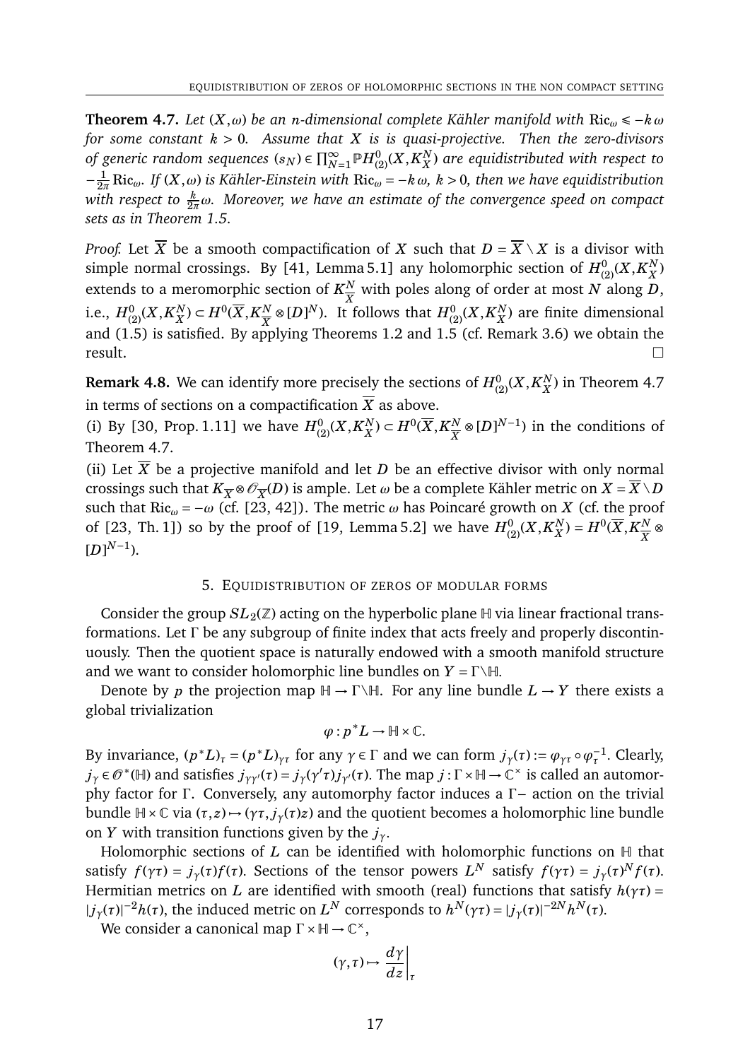**Theorem 4.7.** *Let $(X,\omega)$ be an $n$-dimensional complete Kähler manifold with $\mathrm{Ric}_\omega \leqslant -k\,\omega$ for some constant $k>0$. Assume that $X$ is is quasi-projective. Then the zero-divisors of generic random sequences $(s_N)\in\prod_{N=1}^{\infty}\mathbb{P}H^0_{(2)}(X,K_X^N)$ are equidistributed with respect to $-\frac{1}{2\pi}\mathrm{Ric}_\omega$. If $(X,\omega)$ is Kähler-Einstein with $\mathrm{Ric}_\omega=-k\,\omega$, $k>0$, then we have equidistribution with respect to $\frac{k}{2\pi}\omega$. Moreover, we have an estimate of the convergence speed on compact sets as in Theorem 1.5.*

*Proof.* Let $\overline{X}$ be a smooth compactification of $X$ such that $D=\overline{X}\setminus X$ is a divisor with simple normal crossings. By [41, Lemma 5.1] any holomorphic section of $H^0_{(2)}(X,K_X^N)$ extends to a meromorphic section of $K_{\overline{X}}^N$ with poles along of order at most $N$ along $D$, i.e., $H^0_{(2)}(X,K_X^N)\subset H^0(\overline{X},K_{\overline{X}}^N\otimes[D]^N)$. It follows that $H^0_{(2)}(X,K_X^N)$ are finite dimensional and (1.5) is satisfied. By applying Theorems 1.2 and 1.5 (cf. Remark 3.6) we obtain the result. □

**Remark 4.8.** We can identify more precisely the sections of $H^0_{(2)}(X,K_X^N)$ in Theorem 4.7 in terms of sections on a compactification $\overline{X}$ as above.

(i) By [30, Prop. 1.11] we have $H^0_{(2)}(X,K_X^N)\subset H^0(\overline{X},K_{\overline{X}}^N\otimes[D]^{N-1})$ in the conditions of Theorem 4.7.

(ii) Let $\overline{X}$ be a projective manifold and let $D$ be an effective divisor with only normal crossings such that $K_{\overline{X}}\otimes\mathscr{O}_{\overline{X}}(D)$ is ample. Let $\omega$ be a complete Kähler metric on $X=\overline{X}\setminus D$ such that $\mathrm{Ric}_\omega=-\omega$ (cf. [23, 42]). The metric $\omega$ has Poincaré growth on $X$ (cf. the proof of [23, Th. 1]) so by the proof of [19, Lemma 5.2] we have $H^0_{(2)}(X,K_X^N)=H^0(\overline{X},K_{\overline{X}}^N\otimes[D]^{N-1})$.

## 5. Equidistribution of zeros of modular forms

Consider the group $SL_2(\mathbb{Z})$ acting on the hyperbolic plane $\mathbb{H}$ via linear fractional transformations. Let $\Gamma$ be any subgroup of finite index that acts freely and properly discontinuously. Then the quotient space is naturally endowed with a smooth manifold structure and we want to consider holomorphic line bundles on $Y=\Gamma\backslash\mathbb{H}$.

Denote by $p$ the projection map $\mathbb{H}\to\Gamma\backslash\mathbb{H}$. For any line bundle $L\to Y$ there exists a global trivialization

$$\varphi: p^*L\to\mathbb{H}\times\mathbb{C}.$$

By invariance, $(p^*L)_\tau=(p^*L)_{\gamma\tau}$ for any $\gamma\in\Gamma$ and we can form $j_\gamma(\tau):=\varphi_{\gamma\tau}\circ\varphi_\tau^{-1}$. Clearly, $j_\gamma\in\mathscr{O}^*(\mathbb{H})$ and satisfies $j_{\gamma\gamma'}(\tau)=j_\gamma(\gamma'\tau)j_{\gamma'}(\tau)$. The map $j:\Gamma\times\mathbb{H}\to\mathbb{C}^\times$ is called an automorphy factor for $\Gamma$. Conversely, any automorphy factor induces a $\Gamma$– action on the trivial bundle $\mathbb{H}\times\mathbb{C}$ via $(\tau,z)\mapsto(\gamma\tau,j_\gamma(\tau)z)$ and the quotient becomes a holomorphic line bundle on $Y$ with transition functions given by the $j_\gamma$.

Holomorphic sections of $L$ can be identified with holomorphic functions on $\mathbb{H}$ that satisfy $f(\gamma\tau)=j_\gamma(\tau)f(\tau)$. Sections of the tensor powers $L^N$ satisfy $f(\gamma\tau)=j_\gamma(\tau)^Nf(\tau)$. Hermitian metrics on $L$ are identified with smooth (real) functions that satisfy $h(\gamma\tau)=|j_\gamma(\tau)|^{-2}h(\tau)$, the induced metric on $L^N$ corresponds to $h^N(\gamma\tau)=|j_\gamma(\tau)|^{-2N}h^N(\tau)$.

We consider a canonical map $\Gamma\times\mathbb{H}\to\mathbb{C}^\times$,

$$(\gamma,\tau)\mapsto\left.\frac{d\gamma}{dz}\right|_\tau$$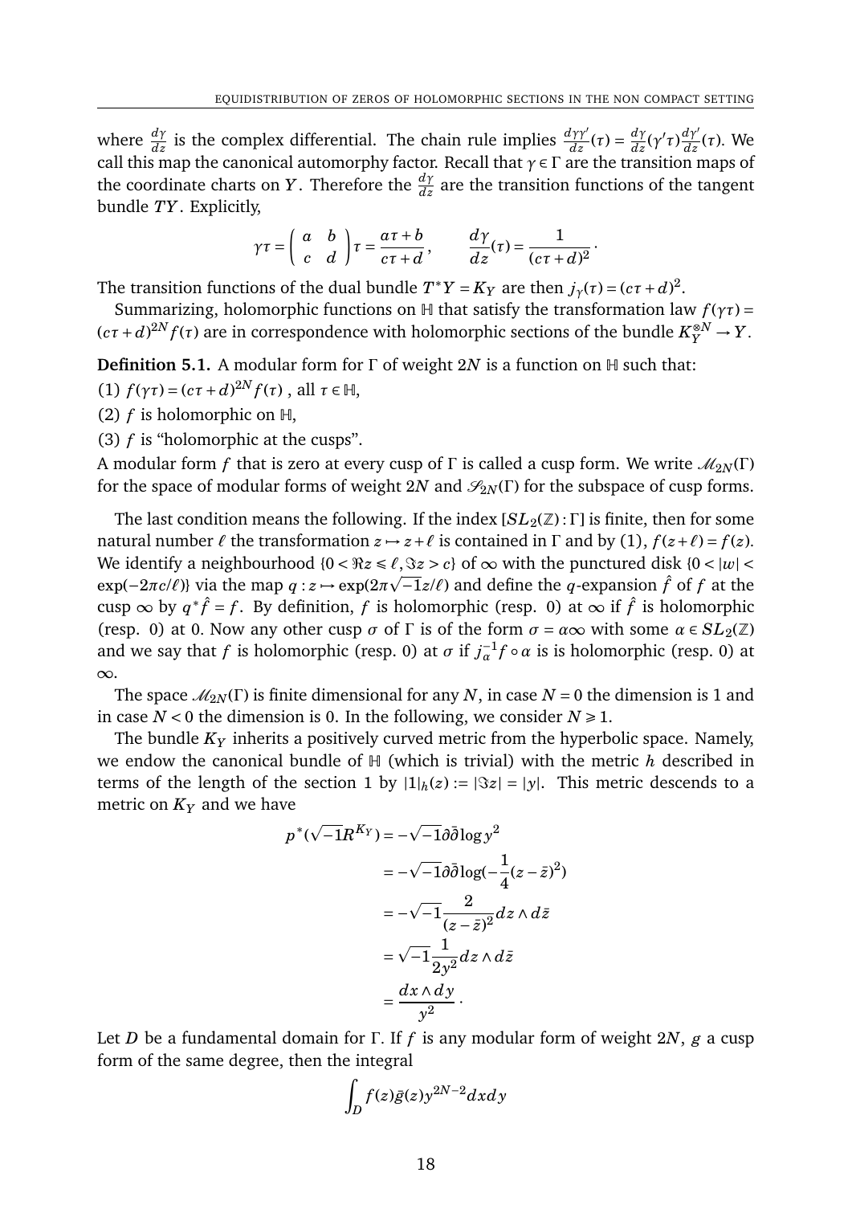where $\frac{d\gamma}{dz}$ is the complex differential. The chain rule implies $\frac{d\gamma\gamma'}{dz}(\tau) = \frac{d\gamma}{dz}(\gamma'\tau)\frac{d\gamma'}{dz}(\tau)$. We call this map the canonical automorphy factor. Recall that $\gamma \in \Gamma$ are the transition maps of the coordinate charts on $Y$. Therefore the $\frac{d\gamma}{dz}$ are the transition functions of the tangent bundle $TY$. Explicitly,

$$\gamma\tau = \begin{pmatrix} a & b \\ c & d \end{pmatrix}\tau = \frac{a\tau + b}{c\tau + d}, \qquad \frac{d\gamma}{dz}(\tau) = \frac{1}{(c\tau + d)^2}.$$

The transition functions of the dual bundle $T^*Y = K_Y$ are then $j_\gamma(\tau) = (c\tau + d)^2$.

Summarizing, holomorphic functions on $\mathbb{H}$ that satisfy the transformation law $f(\gamma\tau) = (c\tau + d)^{2N} f(\tau)$ are in correspondence with holomorphic sections of the bundle $K_Y^{\otimes N} \to Y$.

**Definition 5.1.** A modular form for $\Gamma$ of weight $2N$ is a function on $\mathbb{H}$ such that:

(1) $f(\gamma\tau) = (c\tau + d)^{2N} f(\tau)$ , all $\tau \in \mathbb{H}$,

(2) $f$ is holomorphic on $\mathbb{H}$,

(3) $f$ is "holomorphic at the cusps".

A modular form $f$ that is zero at every cusp of $\Gamma$ is called a cusp form. We write $\mathscr{M}_{2N}(\Gamma)$ for the space of modular forms of weight $2N$ and $\mathscr{S}_{2N}(\Gamma)$ for the subspace of cusp forms.

The last condition means the following. If the index $[SL_2(\mathbb{Z}) : \Gamma]$ is finite, then for some natural number $\ell$ the transformation $z \mapsto z + \ell$ is contained in $\Gamma$ and by (1), $f(z + \ell) = f(z)$. We identify a neighbourhood $\{0 < \Re z \leqslant \ell, \Im z > c\}$ of $\infty$ with the punctured disk $\{0 < |w| < \exp(-2\pi c/\ell)\}$ via the map $q : z \mapsto \exp(2\pi\sqrt{-1}z/\ell)$ and define the $q$-expansion $\hat{f}$ of $f$ at the cusp $\infty$ by $q^*\hat{f} = f$. By definition, $f$ is holomorphic (resp. 0) at $\infty$ if $\hat{f}$ is holomorphic (resp. 0) at 0. Now any other cusp $\sigma$ of $\Gamma$ is of the form $\sigma = \alpha\infty$ with some $\alpha \in SL_2(\mathbb{Z})$ and we say that $f$ is holomorphic (resp. 0) at $\sigma$ if $j_\alpha^{-1} f \circ \alpha$ is is holomorphic (resp. 0) at $\infty$.

The space $\mathscr{M}_{2N}(\Gamma)$ is finite dimensional for any $N$, in case $N = 0$ the dimension is 1 and in case $N < 0$ the dimension is 0. In the following, we consider $N \geqslant 1$.

The bundle $K_Y$ inherits a positively curved metric from the hyperbolic space. Namely, we endow the canonical bundle of $\mathbb{H}$ (which is trivial) with the metric $h$ described in terms of the length of the section 1 by $|1|_h(z) := |\Im z| = |y|$. This metric descends to a metric on $K_Y$ and we have

$$\begin{aligned}
p^*(\sqrt{-1}R^{K_Y}) &= -\sqrt{-1}\partial\bar{\partial}\log y^2 \\
&= -\sqrt{-1}\partial\bar{\partial}\log(-\frac{1}{4}(z - \bar{z})^2) \\
&= -\sqrt{-1}\frac{2}{(z - \bar{z})^2} dz \wedge d\bar{z} \\
&= \sqrt{-1}\frac{1}{2y^2} dz \wedge d\bar{z} \\
&= \frac{dx \wedge dy}{y^2}.
\end{aligned}$$

Let $D$ be a fundamental domain for $\Gamma$. If $f$ is any modular form of weight $2N$, $g$ a cusp form of the same degree, then the integral

$$\int_D f(z)\bar{g}(z) y^{2N-2} dx dy$$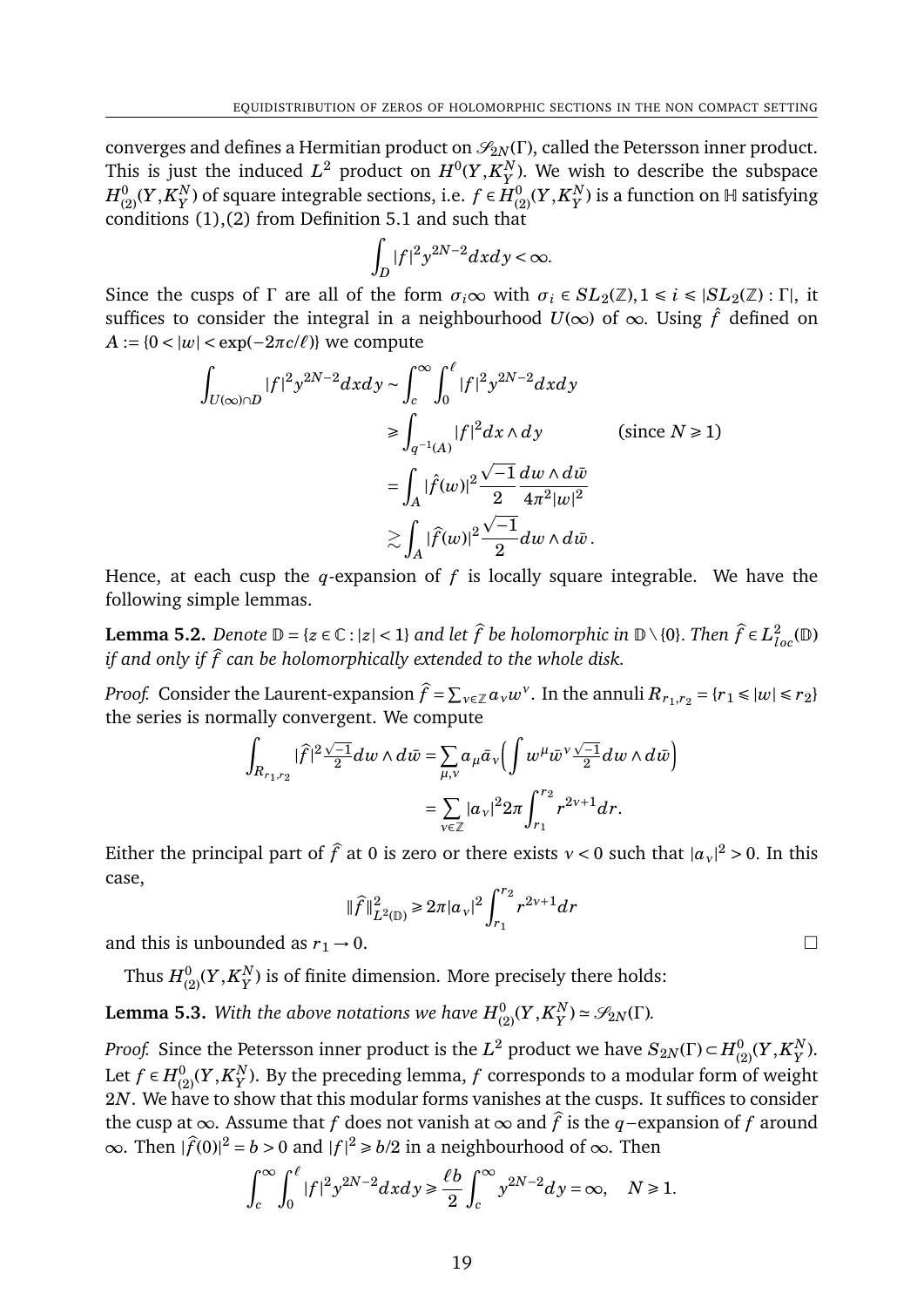converges and defines a Hermitian product on $\mathscr{S}_{2N}(\Gamma)$, called the Petersson inner product. This is just the induced $L^2$ product on $H^0(Y,K_Y^N)$. We wish to describe the subspace $H^0_{(2)}(Y,K_Y^N)$ of square integrable sections, i.e. $f\in H^0_{(2)}(Y,K_Y^N)$ is a function on $\mathbb{H}$ satisfying conditions (1),(2) from Definition 5.1 and such that

$$\int_D |f|^2 y^{2N-2}dxdy<\infty.$$

Since the cusps of $\Gamma$ are all of the form $\sigma_i\infty$ with $\sigma_i\in SL_2(\mathbb{Z}), 1\leqslant i\leqslant |SL_2(\mathbb{Z}):\Gamma|$, it suffices to consider the integral in a neighbourhood $U(\infty)$ of $\infty$. Using $\hat f$ defined on $A:=\{0<|w|<\exp(-2\pi c/\ell)\}$ we compute

$$\begin{aligned}
\int_{U(\infty)\cap D}|f|^2y^{2N-2}dxdy &\sim \int_c^\infty\int_0^\ell |f|^2y^{2N-2}dxdy\\
&\geqslant \int_{q^{-1}(A)}|f|^2 dx\wedge dy \qquad\qquad (\text{since } N\geqslant 1)\\
&= \int_A |\hat f(w)|^2\frac{\sqrt{-1}}{2}\frac{dw\wedge d\bar w}{4\pi^2|w|^2}\\
&\gtrsim \int_A |\widehat f(w)|^2\frac{\sqrt{-1}}{2}dw\wedge d\bar w\,.
\end{aligned}$$

Hence, at each cusp the $q$-expansion of $f$ is locally square integrable. We have the following simple lemmas.

**Lemma 5.2.** *Denote $\mathbb{D}=\{z\in\mathbb{C}:|z|<1\}$ and let $\widehat f$ be holomorphic in $\mathbb{D}\setminus\{0\}$. Then $\widehat f\in L^2_{loc}(\mathbb{D})$ if and only if $\widehat f$ can be holomorphically extended to the whole disk.*

*Proof.* Consider the Laurent-expansion $\widehat f=\sum_{\nu\in\mathbb{Z}}a_\nu w^\nu$. In the annuli $R_{r_1,r_2}=\{r_1\leqslant |w|\leqslant r_2\}$ the series is normally convergent. We compute

$$\begin{aligned}
\int_{R_{r_1,r_2}}|\widehat f|^2\tfrac{\sqrt{-1}}{2}dw\wedge d\bar w &= \sum_{\mu,\nu}a_\mu\bar a_\nu\Big(\int w^\mu\bar w^\nu\tfrac{\sqrt{-1}}{2}dw\wedge d\bar w\Big)\\
&=\sum_{\nu\in\mathbb{Z}}|a_\nu|^2 2\pi\int_{r_1}^{r_2}r^{2\nu+1}dr.
\end{aligned}$$

Either the principal part of $\widehat f$ at 0 is zero or there exists $\nu<0$ such that $|a_\nu|^2>0$. In this case,

$$\|\widehat f\|^2_{L^2(\mathbb{D})}\geqslant 2\pi|a_\nu|^2\int_{r_1}^{r_2}r^{2\nu+1}dr$$

and this is unbounded as $r_1\to 0$. □

Thus $H^0_{(2)}(Y,K_Y^N)$ is of finite dimension. More precisely there holds:

**Lemma 5.3.** *With the above notations we have $H^0_{(2)}(Y,K_Y^N)\simeq\mathscr{S}_{2N}(\Gamma)$.*

*Proof.* Since the Petersson inner product is the $L^2$ product we have $S_{2N}(\Gamma)\subset H^0_{(2)}(Y,K_Y^N)$. Let $f\in H^0_{(2)}(Y,K_Y^N)$. By the preceding lemma, $f$ corresponds to a modular form of weight $2N$. We have to show that this modular forms vanishes at the cusps. It suffices to consider the cusp at $\infty$. Assume that $f$ does not vanish at $\infty$ and $\widehat f$ is the $q-$expansion of $f$ around $\infty$. Then $|\widehat f(0)|^2=b>0$ and $|f|^2\geqslant b/2$ in a neighbourhood of $\infty$. Then

$$\int_c^\infty\int_0^\ell |f|^2y^{2N-2}dxdy\geqslant\frac{\ell b}{2}\int_c^\infty y^{2N-2}dy=\infty,\quad N\geqslant 1.$$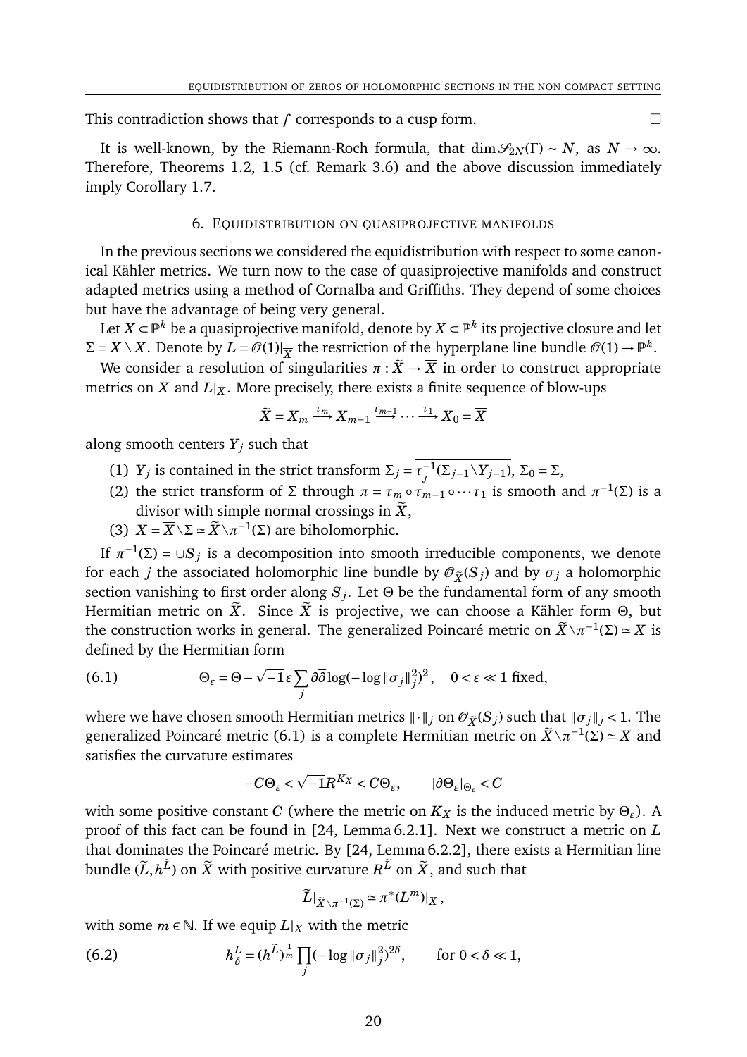This contradiction shows that $f$ corresponds to a cusp form. $\square$

It is well-known, by the Riemann-Roch formula, that $\dim \mathscr{S}_{2N}(\Gamma) \sim N$, as $N \to \infty$. Therefore, Theorems 1.2, 1.5 (cf. Remark 3.6) and the above discussion immediately imply Corollary 1.7.

## 6. Equidistribution on quasiprojective manifolds

In the previous sections we considered the equidistribution with respect to some canonical Kähler metrics. We turn now to the case of quasiprojective manifolds and construct adapted metrics using a method of Cornalba and Griffiths. They depend of some choices but have the advantage of being very general.

Let $X \subset \mathbb{P}^k$ be a quasiprojective manifold, denote by $\overline{X} \subset \mathbb{P}^k$ its projective closure and let $\Sigma = \overline{X} \setminus X$. Denote by $L = \mathscr{O}(1)|_{\overline{X}}$ the restriction of the hyperplane line bundle $\mathscr{O}(1) \to \mathbb{P}^k$.

We consider a resolution of singularities $\pi : \widetilde{X} \to \overline{X}$ in order to construct appropriate metrics on $X$ and $L|_X$. More precisely, there exists a finite sequence of blow-ups

$$\widetilde{X} = X_m \xrightarrow{\tau_m} X_{m-1} \xrightarrow{\tau_{m-1}} \cdots \xrightarrow{\tau_1} X_0 = \overline{X}$$

along smooth centers $Y_j$ such that

1. $Y_j$ is contained in the strict transform $\Sigma_j = \overline{\tau_j^{-1}(\Sigma_{j-1} \setminus Y_{j-1})}$, $\Sigma_0 = \Sigma$,
2. the strict transform of $\Sigma$ through $\pi = \tau_m \circ \tau_{m-1} \circ \cdots \tau_1$ is smooth and $\pi^{-1}(\Sigma)$ is a divisor with simple normal crossings in $\widetilde{X}$,
3. $X = \overline{X} \setminus \Sigma \simeq \widetilde{X} \setminus \pi^{-1}(\Sigma)$ are biholomorphic.

If $\pi^{-1}(\Sigma) = \cup S_j$ is a decomposition into smooth irreducible components, we denote for each $j$ the associated holomorphic line bundle by $\mathscr{O}_{\widetilde{X}}(S_j)$ and by $\sigma_j$ a holomorphic section vanishing to first order along $S_j$. Let $\Theta$ be the fundamental form of any smooth Hermitian metric on $\widetilde{X}$. Since $\widetilde{X}$ is projective, we can choose a Kähler form $\Theta$, but the construction works in general. The generalized Poincaré metric on $\widetilde{X} \setminus \pi^{-1}(\Sigma) \simeq X$ is defined by the Hermitian form

$$\Theta_\varepsilon = \Theta - \sqrt{-1}\,\varepsilon \sum_j \partial\overline{\partial} \log(-\log \|\sigma_j\|_j^2)^2, \quad 0 < \varepsilon \ll 1 \text{ fixed,} \tag{6.1}$$

where we have chosen smooth Hermitian metrics $\|\cdot\|_j$ on $\mathscr{O}_{\widetilde{X}}(S_j)$ such that $\|\sigma_j\|_j < 1$. The generalized Poincaré metric (6.1) is a complete Hermitian metric on $\widetilde{X} \setminus \pi^{-1}(\Sigma) \simeq X$ and satisfies the curvature estimates

$$-C\Theta_\varepsilon < \sqrt{-1} R^{K_X} < C\Theta_\varepsilon, \qquad |\partial \Theta_\varepsilon|_{\Theta_\varepsilon} < C$$

with some positive constant $C$ (where the metric on $K_X$ is the induced metric by $\Theta_\varepsilon$). A proof of this fact can be found in [24, Lemma 6.2.1]. Next we construct a metric on $L$ that dominates the Poincaré metric. By [24, Lemma 6.2.2], there exists a Hermitian line bundle $(\widetilde{L}, h^{\widetilde{L}})$ on $\widetilde{X}$ with positive curvature $R^{\widetilde{L}}$ on $\widetilde{X}$, and such that

$$\widetilde{L}|_{\widetilde{X} \setminus \pi^{-1}(\Sigma)} \simeq \pi^*(L^m)|_X,$$

with some $m \in \mathbb{N}$. If we equip $L|_X$ with the metric

$$h^L_\delta = (h^{\widetilde{L}})^{\frac{1}{m}} \prod_j (-\log \|\sigma_j\|_j^2)^{2\delta}, \qquad \text{for } 0 < \delta \ll 1, \tag{6.2}$$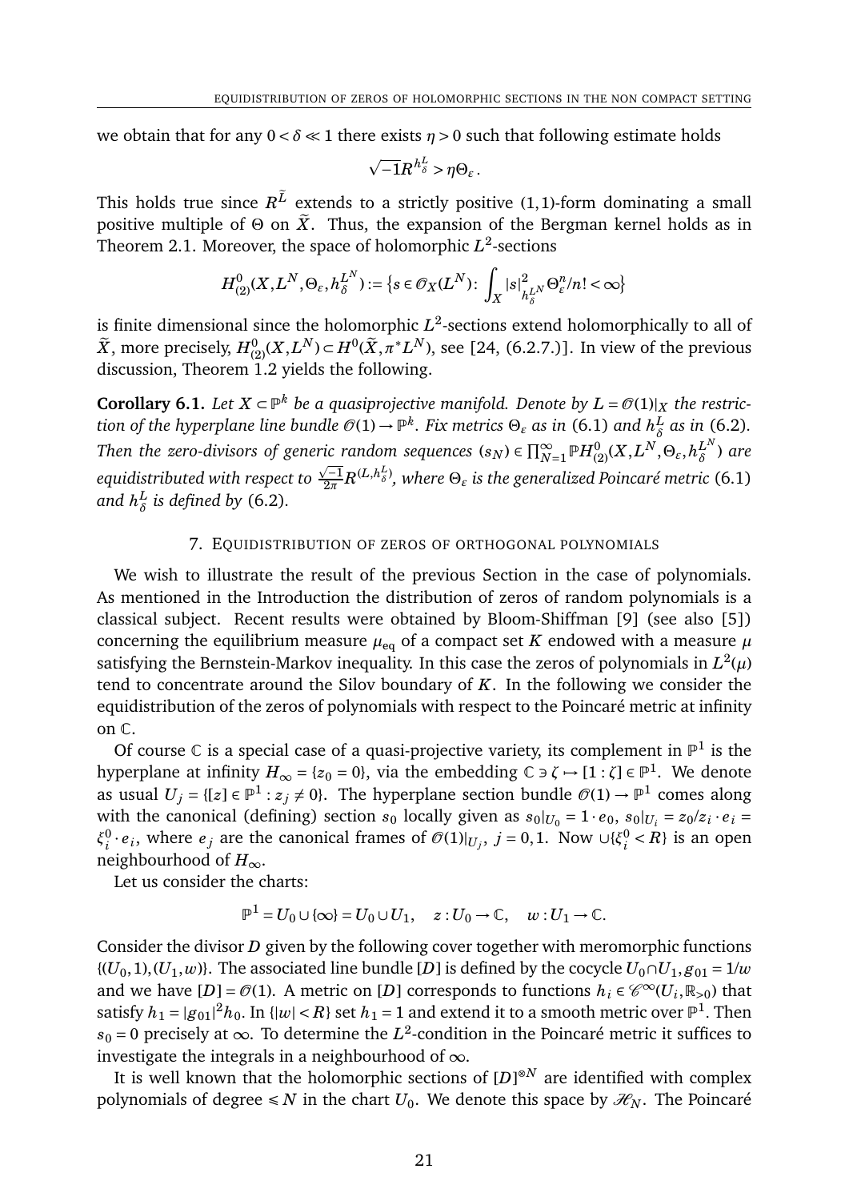we obtain that for any $0 < \delta \ll 1$ there exists $\eta > 0$ such that following estimate holds

$$\sqrt{-1}R^{h^L_\delta} > \eta\Theta_\varepsilon .$$

This holds true since $R^{\widetilde{L}}$ extends to a strictly positive (1,1)-form dominating a small positive multiple of $\Theta$ on $\widetilde{X}$. Thus, the expansion of the Bergman kernel holds as in Theorem 2.1. Moreover, the space of holomorphic $L^2$-sections

$$H^0_{(2)}(X, L^N, \Theta_\varepsilon, h^{L^N}_\delta) := \{ s \in \mathscr{O}_X(L^N) \colon \int_X |s|^2_{h^{L^N}_\delta} \Theta^n_\varepsilon / n! < \infty \}$$

is finite dimensional since the holomorphic $L^2$-sections extend holomorphically to all of $\widetilde{X}$, more precisely, $H^0_{(2)}(X, L^N) \subset H^0(\widetilde{X}, \pi^* L^N)$, see [24, (6.2.7.)]. In view of the previous discussion, Theorem 1.2 yields the following.

**Corollary 6.1.** *Let $X \subset \mathbb{P}^k$ be a quasiprojective manifold. Denote by $L = \mathscr{O}(1)|_X$ the restriction of the hyperplane line bundle $\mathscr{O}(1) \to \mathbb{P}^k$. Fix metrics $\Theta_\varepsilon$ as in (6.1) and $h^L_\delta$ as in (6.2). Then the zero-divisors of generic random sequences $(s_N) \in \prod_{N=1}^\infty \mathbb{P}H^0_{(2)}(X, L^N, \Theta_\varepsilon, h^{L^N}_\delta)$ are equidistributed with respect to $\frac{\sqrt{-1}}{2\pi} R^{(L, h^L_\delta)}$, where $\Theta_\varepsilon$ is the generalized Poincaré metric (6.1) and $h^L_\delta$ is defined by (6.2).*

## 7. Equidistribution of zeros of orthogonal polynomials

We wish to illustrate the result of the previous Section in the case of polynomials. As mentioned in the Introduction the distribution of zeros of random polynomials is a classical subject. Recent results were obtained by Bloom-Shiffman [9] (see also [5]) concerning the equilibrium measure $\mu_{\rm eq}$ of a compact set $K$ endowed with a measure $\mu$ satisfying the Bernstein-Markov inequality. In this case the zeros of polynomials in $L^2(\mu)$ tend to concentrate around the Silov boundary of $K$. In the following we consider the equidistribution of the zeros of polynomials with respect to the Poincaré metric at infinity on $\mathbb{C}$.

Of course $\mathbb{C}$ is a special case of a quasi-projective variety, its complement in $\mathbb{P}^1$ is the hyperplane at infinity $H_\infty = \{z_0 = 0\}$, via the embedding $\mathbb{C} \ni \zeta \mapsto [1 : \zeta] \in \mathbb{P}^1$. We denote as usual $U_j = \{[z] \in \mathbb{P}^1 : z_j \neq 0\}$. The hyperplane section bundle $\mathscr{O}(1) \to \mathbb{P}^1$ comes along with the canonical (defining) section $s_0$ locally given as $s_0|_{U_0} = 1 \cdot e_0$, $s_0|_{U_i} = z_0/z_i \cdot e_i = \xi^0_i \cdot e_i$, where $e_j$ are the canonical frames of $\mathscr{O}(1)|_{U_j}$, $j = 0, 1$. Now $\cup\{\xi^0_i < R\}$ is an open neighbourhood of $H_\infty$.

Let us consider the charts:

$$\mathbb{P}^1 = U_0 \cup \{\infty\} = U_0 \cup U_1, \quad z : U_0 \to \mathbb{C}, \quad w : U_1 \to \mathbb{C}.$$

Consider the divisor $D$ given by the following cover together with meromorphic functions $\{(U_0, 1), (U_1, w)\}$. The associated line bundle $[D]$ is defined by the cocycle $U_0 \cap U_1, g_{01} = 1/w$ and we have $[D] = \mathscr{O}(1)$. A metric on $[D]$ corresponds to functions $h_i \in \mathscr{C}^\infty(U_i, \mathbb{R}_{>0})$ that satisfy $h_1 = |g_{01}|^2 h_0$. In $\{|w| < R\}$ set $h_1 = 1$ and extend it to a smooth metric over $\mathbb{P}^1$. Then $s_0 = 0$ precisely at $\infty$. To determine the $L^2$-condition in the Poincaré metric it suffices to investigate the integrals in a neighbourhood of $\infty$.

It is well known that the holomorphic sections of $[D]^{\otimes N}$ are identified with complex polynomials of degree $\leqslant N$ in the chart $U_0$. We denote this space by $\mathscr{H}_N$. The Poincaré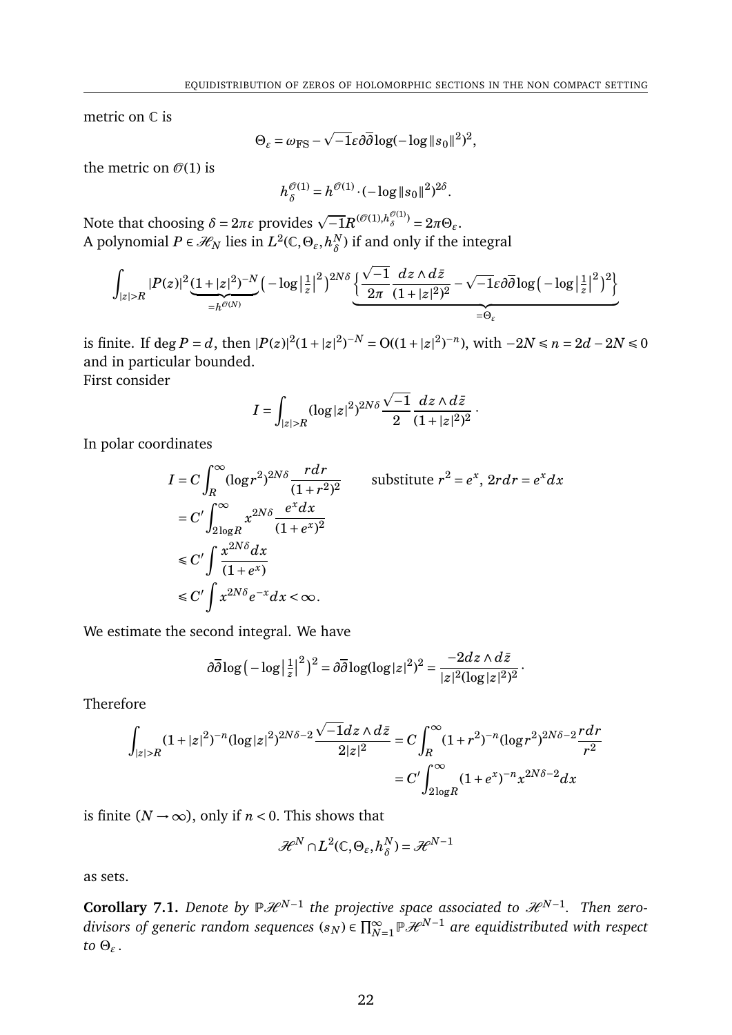metric on $\mathbb{C}$ is

$$\Theta_\varepsilon = \omega_{\mathrm{FS}} - \sqrt{-1}\varepsilon\partial\overline{\partial}\log(-\log\|s_0\|^2)^2,$$

the metric on $\mathscr{O}(1)$ is

$$h_\delta^{\mathscr{O}(1)} = h^{\mathscr{O}(1)} \cdot (-\log\|s_0\|^2)^{2\delta}.$$

Note that choosing $\delta = 2\pi\varepsilon$ provides $\sqrt{-1}R^{(\mathscr{O}(1),h_\delta^{\mathscr{O}(1)})} = 2\pi\Theta_\varepsilon$.
A polynomial $P \in \mathscr{H}_N$ lies in $L^2(\mathbb{C},\Theta_\varepsilon,h_\delta^N)$ if and only if the integral

$$\int_{|z|>R} |P(z)|^2 \underbrace{(1+|z|^2)^{-N}}_{=h^{\mathscr{O}(N)}} \big(-\log\big|\tfrac{1}{z}\big|^2\big)^{2N\delta} \underbrace{\Big\{\frac{\sqrt{-1}}{2\pi}\frac{dz\wedge d\bar{z}}{(1+|z|^2)^2} - \sqrt{-1}\varepsilon\partial\overline{\partial}\log\big(-\log\big|\tfrac{1}{z}\big|^2\big)^2\Big\}}_{=\Theta_\varepsilon}$$

is finite. If $\deg P = d$, then $|P(z)|^2(1+|z|^2)^{-N} = \mathrm{O}((1+|z|^2)^{-n})$, with $-2N \leqslant n = 2d-2N \leqslant 0$ and in particular bounded.
First consider

$$I = \int_{|z|>R} (\log|z|^2)^{2N\delta}\frac{\sqrt{-1}}{2}\frac{dz\wedge d\bar{z}}{(1+|z|^2)^2}\,.$$

In polar coordinates

$$\begin{aligned}
I &= C\int_R^\infty (\log r^2)^{2N\delta}\frac{rdr}{(1+r^2)^2} \qquad \text{substitute } r^2 = e^x,\ 2rdr = e^x dx\\
&= C'\int_{2\log R}^\infty x^{2N\delta}\frac{e^x dx}{(1+e^x)^2}\\
&\leqslant C'\int \frac{x^{2N\delta}dx}{(1+e^x)}\\
&\leqslant C'\int x^{2N\delta}e^{-x}dx < \infty.
\end{aligned}$$

We estimate the second integral. We have

$$\partial\overline{\partial}\log\big(-\log\big|\tfrac{1}{z}\big|^2\big)^2 = \partial\overline{\partial}\log(\log|z|^2)^2 = \frac{-2dz\wedge d\bar{z}}{|z|^2(\log|z|^2)^2}\,.$$

Therefore

$$\begin{aligned}
\int_{|z|>R}(1+|z|^2)^{-n}(\log|z|^2)^{2N\delta-2}\frac{\sqrt{-1}dz\wedge d\bar{z}}{2|z|^2} &= C\int_R^\infty (1+r^2)^{-n}(\log r^2)^{2N\delta-2}\frac{rdr}{r^2}\\
&= C'\int_{2\log R}^\infty (1+e^x)^{-n}x^{2N\delta-2}dx
\end{aligned}$$

is finite $(N\to\infty)$, only if $n<0$. This shows that

$$\mathscr{H}^N \cap L^2(\mathbb{C},\Theta_\varepsilon,h_\delta^N) = \mathscr{H}^{N-1}$$

as sets.

**Corollary 7.1.** *Denote by $\mathbb{P}\mathscr{H}^{N-1}$ the projective space associated to $\mathscr{H}^{N-1}$. Then zero-divisors of generic random sequences $(s_N) \in \prod_{N=1}^\infty \mathbb{P}\mathscr{H}^{N-1}$ are equidistributed with respect to $\Theta_\varepsilon$.*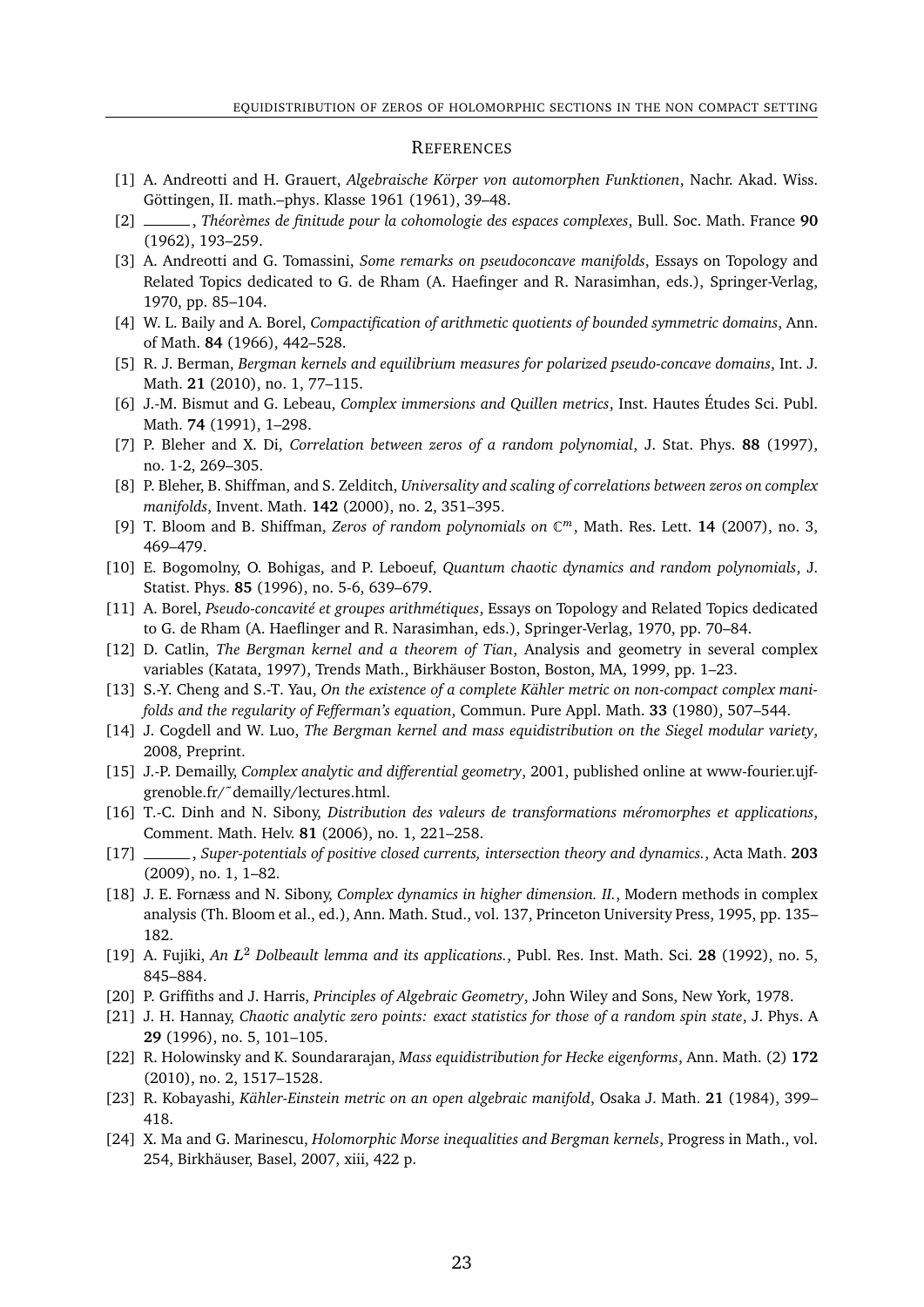## References

[1] A. Andreotti and H. Grauert, *Algebraische Körper von automorphen Funktionen*, Nachr. Akad. Wiss. Göttingen, II. math.–phys. Klasse 1961 (1961), 39–48.

[2] ______, *Théorèmes de finitude pour la cohomologie des espaces complexes*, Bull. Soc. Math. France **90** (1962), 193–259.

[3] A. Andreotti and G. Tomassini, *Some remarks on pseudoconcave manifolds*, Essays on Topology and Related Topics dedicated to G. de Rham (A. Haefinger and R. Narasimhan, eds.), Springer-Verlag, 1970, pp. 85–104.

[4] W. L. Baily and A. Borel, *Compactification of arithmetic quotients of bounded symmetric domains*, Ann. of Math. **84** (1966), 442–528.

[5] R. J. Berman, *Bergman kernels and equilibrium measures for polarized pseudo-concave domains*, Int. J. Math. **21** (2010), no. 1, 77–115.

[6] J.-M. Bismut and G. Lebeau, *Complex immersions and Quillen metrics*, Inst. Hautes Études Sci. Publ. Math. **74** (1991), 1–298.

[7] P. Bleher and X. Di, *Correlation between zeros of a random polynomial*, J. Stat. Phys. **88** (1997), no. 1-2, 269–305.

[8] P. Bleher, B. Shiffman, and S. Zelditch, *Universality and scaling of correlations between zeros on complex manifolds*, Invent. Math. **142** (2000), no. 2, 351–395.

[9] T. Bloom and B. Shiffman, *Zeros of random polynomials on* $\mathbb{C}^m$, Math. Res. Lett. **14** (2007), no. 3, 469–479.

[10] E. Bogomolny, O. Bohigas, and P. Leboeuf, *Quantum chaotic dynamics and random polynomials*, J. Statist. Phys. **85** (1996), no. 5-6, 639–679.

[11] A. Borel, *Pseudo-concavité et groupes arithmétiques*, Essays on Topology and Related Topics dedicated to G. de Rham (A. Haeflinger and R. Narasimhan, eds.), Springer-Verlag, 1970, pp. 70–84.

[12] D. Catlin, *The Bergman kernel and a theorem of Tian*, Analysis and geometry in several complex variables (Katata, 1997), Trends Math., Birkhäuser Boston, Boston, MA, 1999, pp. 1–23.

[13] S.-Y. Cheng and S.-T. Yau, *On the existence of a complete Kähler metric on non-compact complex manifolds and the regularity of Fefferman's equation*, Commun. Pure Appl. Math. **33** (1980), 507–544.

[14] J. Cogdell and W. Luo, *The Bergman kernel and mass equidistribution on the Siegel modular variety*, 2008, Preprint.

[15] J.-P. Demailly, *Complex analytic and differential geometry*, 2001, published online at www-fourier.ujf-grenoble.fr/˜demailly/lectures.html.

[16] T.-C. Dinh and N. Sibony, *Distribution des valeurs de transformations méromorphes et applications*, Comment. Math. Helv. **81** (2006), no. 1, 221–258.

[17] ______, *Super-potentials of positive closed currents, intersection theory and dynamics.*, Acta Math. **203** (2009), no. 1, 1–82.

[18] J. E. Fornæss and N. Sibony, *Complex dynamics in higher dimension. II.*, Modern methods in complex analysis (Th. Bloom et al., ed.), Ann. Math. Stud., vol. 137, Princeton University Press, 1995, pp. 135–182.

[19] A. Fujiki, *An* $L^2$ *Dolbeault lemma and its applications.*, Publ. Res. Inst. Math. Sci. **28** (1992), no. 5, 845–884.

[20] P. Griffiths and J. Harris, *Principles of Algebraic Geometry*, John Wiley and Sons, New York, 1978.

[21] J. H. Hannay, *Chaotic analytic zero points: exact statistics for those of a random spin state*, J. Phys. A **29** (1996), no. 5, 101–105.

[22] R. Holowinsky and K. Soundararajan, *Mass equidistribution for Hecke eigenforms*, Ann. Math. (2) **172** (2010), no. 2, 1517–1528.

[23] R. Kobayashi, *Kähler-Einstein metric on an open algebraic manifold*, Osaka J. Math. **21** (1984), 399–418.

[24] X. Ma and G. Marinescu, *Holomorphic Morse inequalities and Bergman kernels*, Progress in Math., vol. 254, Birkhäuser, Basel, 2007, xiii, 422 p.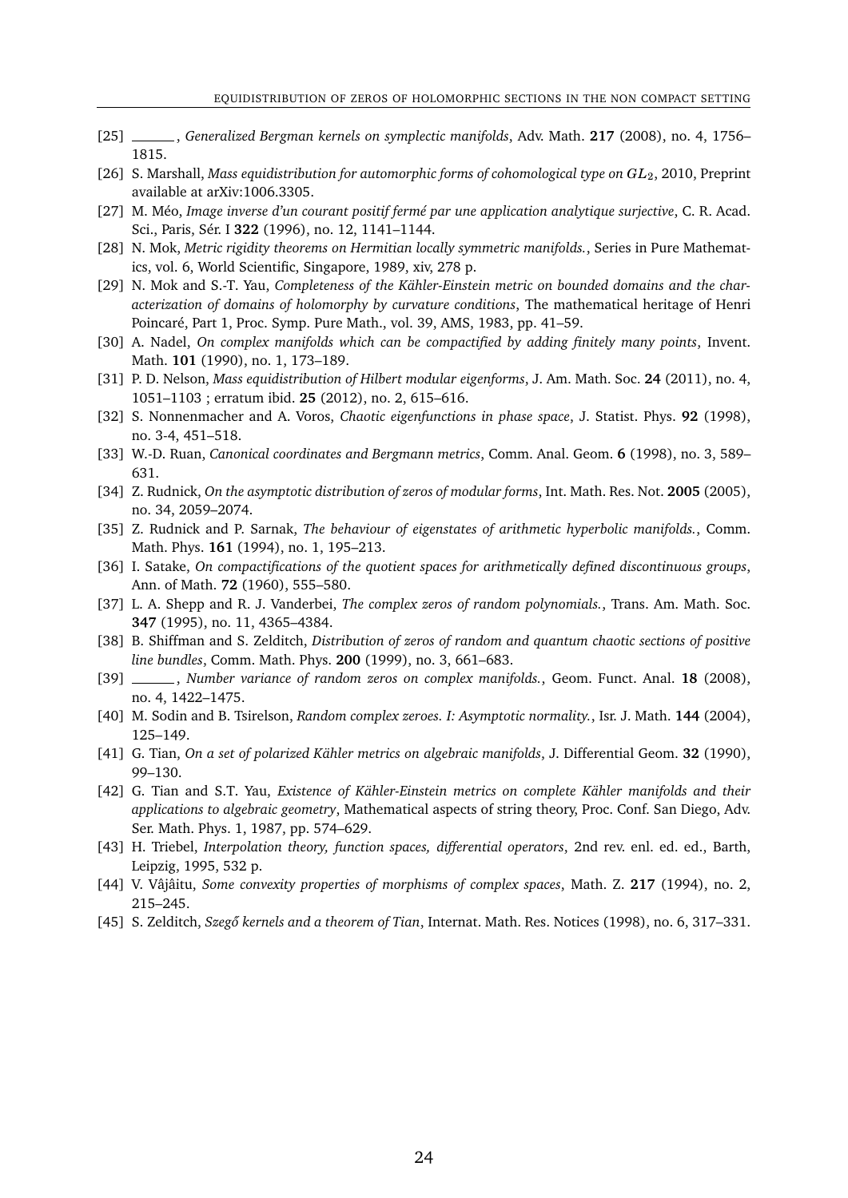[25] ———, *Generalized Bergman kernels on symplectic manifolds*, Adv. Math. **217** (2008), no. 4, 1756–1815.

[26] S. Marshall, *Mass equidistribution for automorphic forms of cohomological type on $GL_2$*, 2010, Preprint available at arXiv:1006.3305.

[27] M. Méo, *Image inverse d'un courant positif fermé par une application analytique surjective*, C. R. Acad. Sci., Paris, Sér. I **322** (1996), no. 12, 1141–1144.

[28] N. Mok, *Metric rigidity theorems on Hermitian locally symmetric manifolds.*, Series in Pure Mathematics, vol. 6, World Scientific, Singapore, 1989, xiv, 278 p.

[29] N. Mok and S.-T. Yau, *Completeness of the Kähler-Einstein metric on bounded domains and the characterization of domains of holomorphy by curvature conditions*, The mathematical heritage of Henri Poincaré, Part 1, Proc. Symp. Pure Math., vol. 39, AMS, 1983, pp. 41–59.

[30] A. Nadel, *On complex manifolds which can be compactified by adding finitely many points*, Invent. Math. **101** (1990), no. 1, 173–189.

[31] P. D. Nelson, *Mass equidistribution of Hilbert modular eigenforms*, J. Am. Math. Soc. **24** (2011), no. 4, 1051–1103 ; erratum ibid. **25** (2012), no. 2, 615–616.

[32] S. Nonnenmacher and A. Voros, *Chaotic eigenfunctions in phase space*, J. Statist. Phys. **92** (1998), no. 3-4, 451–518.

[33] W.-D. Ruan, *Canonical coordinates and Bergmann metrics*, Comm. Anal. Geom. **6** (1998), no. 3, 589–631.

[34] Z. Rudnick, *On the asymptotic distribution of zeros of modular forms*, Int. Math. Res. Not. **2005** (2005), no. 34, 2059–2074.

[35] Z. Rudnick and P. Sarnak, *The behaviour of eigenstates of arithmetic hyperbolic manifolds.*, Comm. Math. Phys. **161** (1994), no. 1, 195–213.

[36] I. Satake, *On compactifications of the quotient spaces for arithmetically defined discontinuous groups*, Ann. of Math. **72** (1960), 555–580.

[37] L. A. Shepp and R. J. Vanderbei, *The complex zeros of random polynomials.*, Trans. Am. Math. Soc. **347** (1995), no. 11, 4365–4384.

[38] B. Shiffman and S. Zelditch, *Distribution of zeros of random and quantum chaotic sections of positive line bundles*, Comm. Math. Phys. **200** (1999), no. 3, 661–683.

[39] ———, *Number variance of random zeros on complex manifolds.*, Geom. Funct. Anal. **18** (2008), no. 4, 1422–1475.

[40] M. Sodin and B. Tsirelson, *Random complex zeroes. I: Asymptotic normality.*, Isr. J. Math. **144** (2004), 125–149.

[41] G. Tian, *On a set of polarized Kähler metrics on algebraic manifolds*, J. Differential Geom. **32** (1990), 99–130.

[42] G. Tian and S.T. Yau, *Existence of Kähler-Einstein metrics on complete Kähler manifolds and their applications to algebraic geometry*, Mathematical aspects of string theory, Proc. Conf. San Diego, Adv. Ser. Math. Phys. 1, 1987, pp. 574–629.

[43] H. Triebel, *Interpolation theory, function spaces, differential operators*, 2nd rev. enl. ed. ed., Barth, Leipzig, 1995, 532 p.

[44] V. Vâjâitu, *Some convexity properties of morphisms of complex spaces*, Math. Z. **217** (1994), no. 2, 215–245.

[45] S. Zelditch, *Szegő kernels and a theorem of Tian*, Internat. Math. Res. Notices (1998), no. 6, 317–331.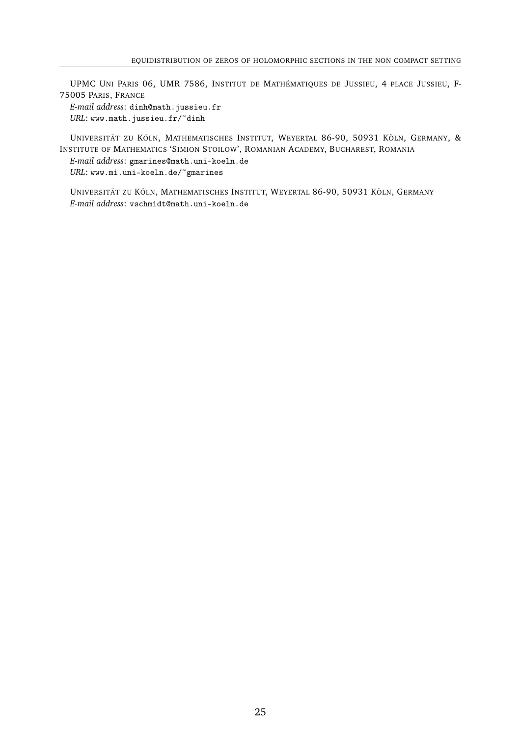UPMC Uni Paris 06, UMR 7586, Institut de Mathématiques de Jussieu, 4 place Jussieu, F-75005 Paris, France

*E-mail address*: dinh@math.jussieu.fr
*URL*: www.math.jussieu.fr/~dinh

Universität zu Köln, Mathematisches Institut, Weyertal 86-90, 50931 Köln, Germany, & Institute of Mathematics 'Simion Stoilow', Romanian Academy, Bucharest, Romania

*E-mail address*: gmarines@math.uni-koeln.de
*URL*: www.mi.uni-koeln.de/~gmarines

Universität zu Köln, Mathematisches Institut, Weyertal 86-90, 50931 Köln, Germany

*E-mail address*: vschmidt@math.uni-koeln.de